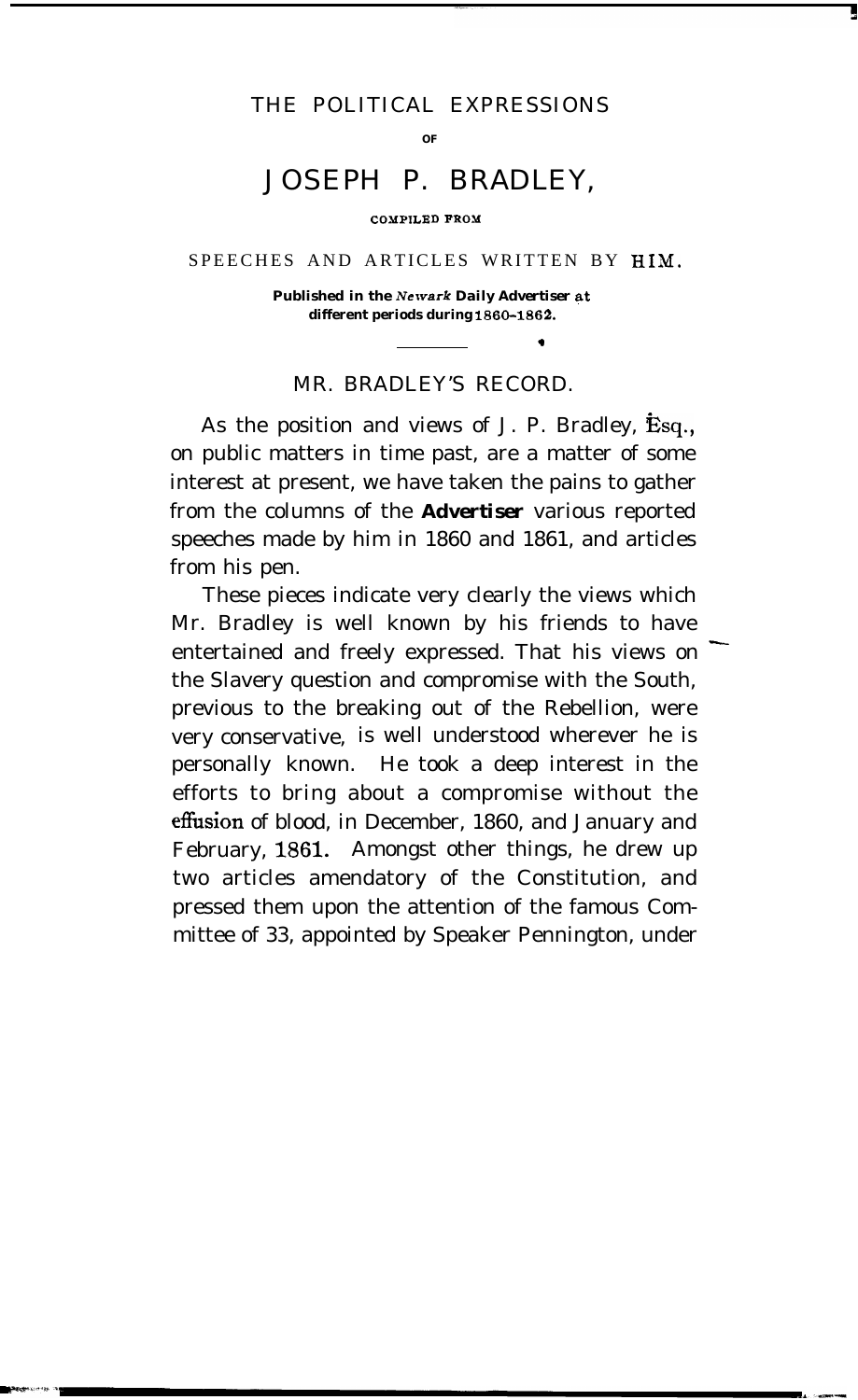# THE POLITICAL EXPRESSIONS

OF

# JOSEPH P. BRADLEY,

COMPILED FROM

SPEECHES AND ARTICLES WRITTEN BY HIM.

**Published in the *Newark* Daily Advertiser at different periods during 1860–1862.**

---

## MR. BRADLEY'S RECORD.

As the position and views of J. P. Bradley, Esq., on public matters in time past, are a matter of some interest at present, we have taken the pains to gather from the columns of the **Advertiser** various reported speeches made by him in 1860 and 1861, and articles from his pen.

These pieces indicate very clearly the views which Mr. Bradley is well known by his friends to have entertained and freely expressed. That his views on the Slavery question and compromise with the South, previous to the breaking out of the Rebellion, were very conservative, is well understood wherever he is personally known. He took a deep interest in the efforts to bring about a compromise without the effusion of blood, in December, 1860, and January and February, 1861. Amongst other things, he drew up two articles amendatory of the Constitution, and pressed them upon the attention of the famous Committee of 33, appointed by Speaker Pennington, under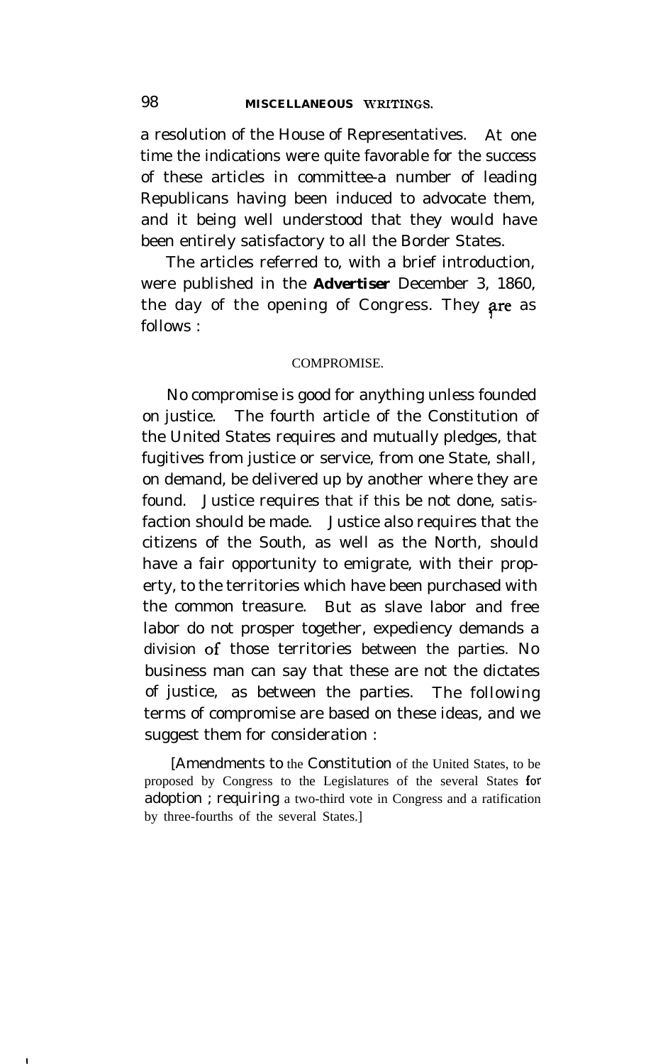a resolution of the House of Representatives. At one time the indications were quite favorable for the success of these articles in committee-a number of leading Republicans having been induced to advocate them, and it being well understood that they would have been entirely satisfactory to all the Border States.

The articles referred to, with a brief introduction, were published in the **Advertiser** December 3, 1860, the day of the opening of Congress. They are as follows :

## COMPROMISE.

No compromise is good for anything unless founded on justice. The fourth article of the Constitution of the United States requires and mutually pledges, that fugitives from justice or service, from one State, shall, on demand, be delivered up by another where they are found. Justice requires that if this be not done, satisfaction should be made. Justice also requires that the citizens of the South, as well as the North, should have a fair opportunity to emigrate, with their property, to the territories which have been purchased with the common treasure. But as slave labor and free labor do not prosper together, expediency demands a division of those territories between the parties. No business man can say that these are not the dictates of justice, as between the parties. The following terms of compromise are based on these ideas, and we suggest them for consideration :

[Amendments to the Constitution of the United States, to be proposed by Congress to the Legislatures of the several States for adoption ; requiring a two-third vote in Congress and a ratification by three-fourths of the several States.]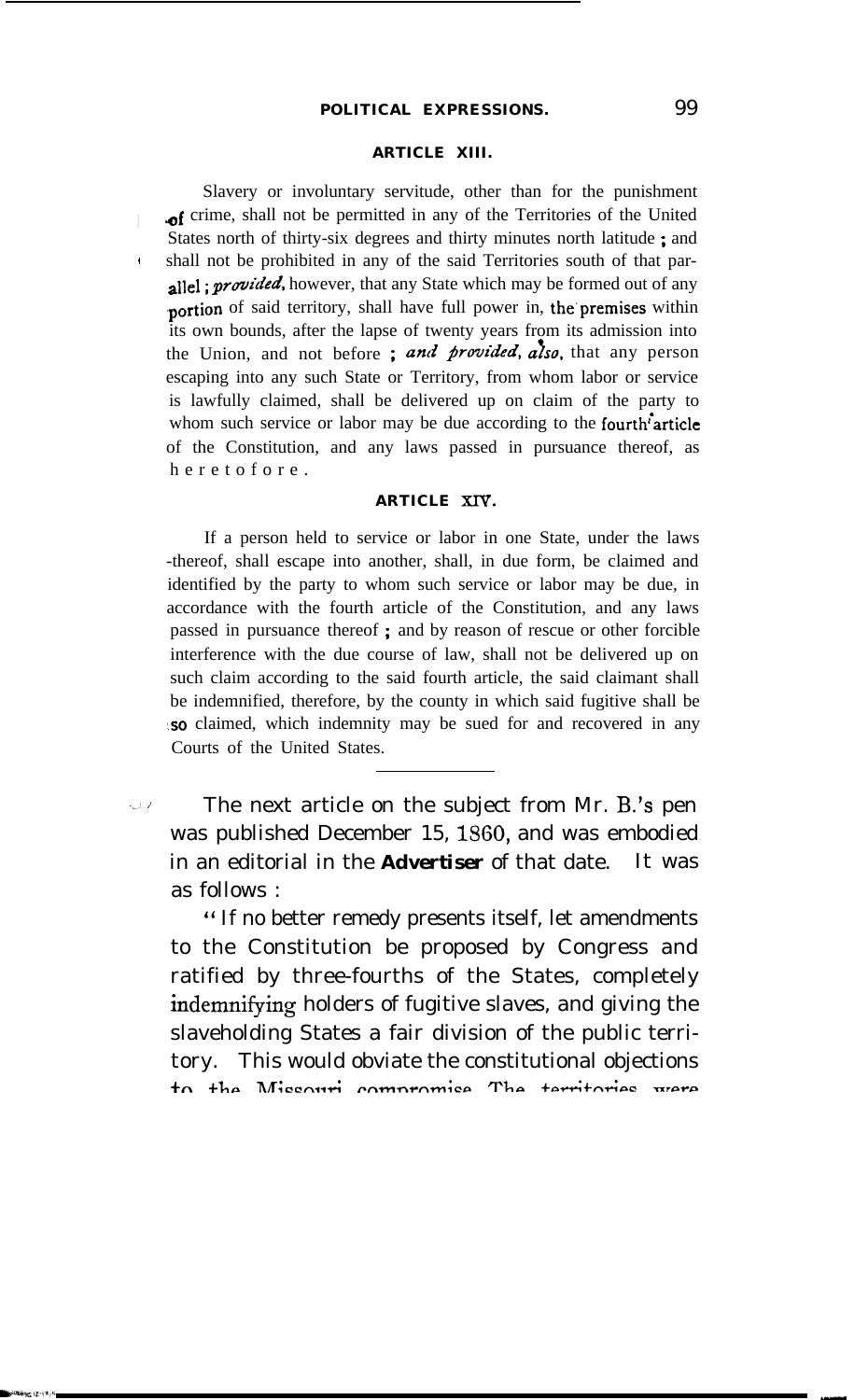### ARTICLE XIII.

Slavery or involuntary servitude, other than for the punishment of crime, shall not be permitted in any of the Territories of the United States north of thirty-six degrees and thirty minutes north latitude ; and shall not be prohibited in any of the said Territories south of that parallel ; *provided*, however, that any State which may be formed out of any portion of said territory, shall have full power in, the premises within its own bounds, after the lapse of twenty years from its admission into the Union, and not before ; *and provided, also*, that any person escaping into any such State or Territory, from whom labor or service is lawfully claimed, shall be delivered up on claim of the party to whom such service or labor may be due according to the fourth article of the Constitution, and any laws passed in pursuance thereof, as heretofore.

### ARTICLE XIV.

If a person held to service or labor in one State, under the laws thereof, shall escape into another, shall, in due form, be claimed and identified by the party to whom such service or labor may be due, in accordance with the fourth article of the Constitution, and any laws passed in pursuance thereof ; and by reason of rescue or other forcible interference with the due course of law, shall not be delivered up on such claim according to the said fourth article, the said claimant shall be indemnified, therefore, by the county in which said fugitive shall be so claimed, which indemnity may be sued for and recovered in any Courts of the United States.

---

The next article on the subject from Mr. B.'s pen was published December 15, 1860, and was embodied in an editorial in the **Advertiser** of that date. It was as follows :

"If no better remedy presents itself, let amendments to the Constitution be proposed by Congress and ratified by three-fourths of the States, completely indemnifying holders of fugitive slaves, and giving the slaveholding States a fair division of the public territory. This would obviate the constitutional objections to the Missouri compromise. The territories were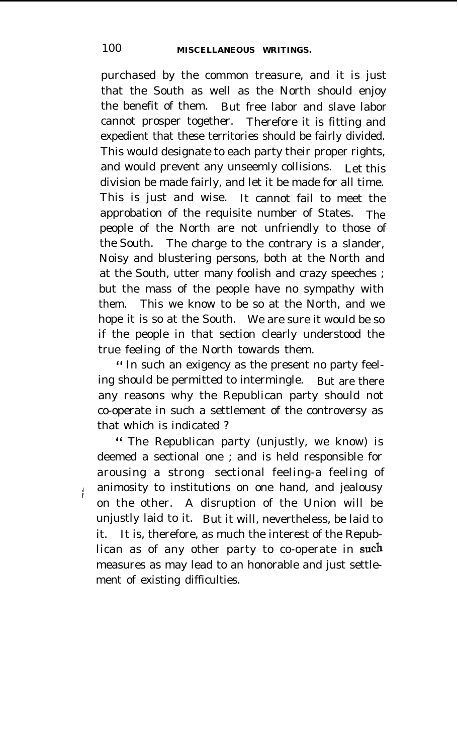purchased by the common treasure, and it is just that the South as well as the North should enjoy the benefit of them. But free labor and slave labor cannot prosper together. Therefore it is fitting and expedient that these territories should be fairly divided. This would designate to each party their proper rights, and would prevent any unseemly collisions. Let this division be made fairly, and let it be made for all time. This is just and wise. It cannot fail to meet the approbation of the requisite number of States. The people of the North are not unfriendly to those of the South. The charge to the contrary is a slander, Noisy and blustering persons, both at the North and at the South, utter many foolish and crazy speeches ; but the mass of the people have no sympathy with them. This we know to be so at the North, and we hope it is so at the South. We are sure it would be so if the people in that section clearly understood the true feeling of the North towards them.

"In such an exigency as the present no party feeling should be permitted to intermingle. But are there any reasons why the Republican party should not co-operate in such a settlement of the controversy as that which is indicated ?

" The Republican party (unjustly, we know) is deemed a sectional one ; and is held responsible for arousing a strong sectional feeling-a feeling of animosity to institutions on one hand, and jealousy on the other. A disruption of the Union will be unjustly laid to it. But it will, nevertheless, be laid to it. It is, therefore, as much the interest of the Republican as of any other party to co-operate in such measures as may lead to an honorable and just settlement of existing difficulties.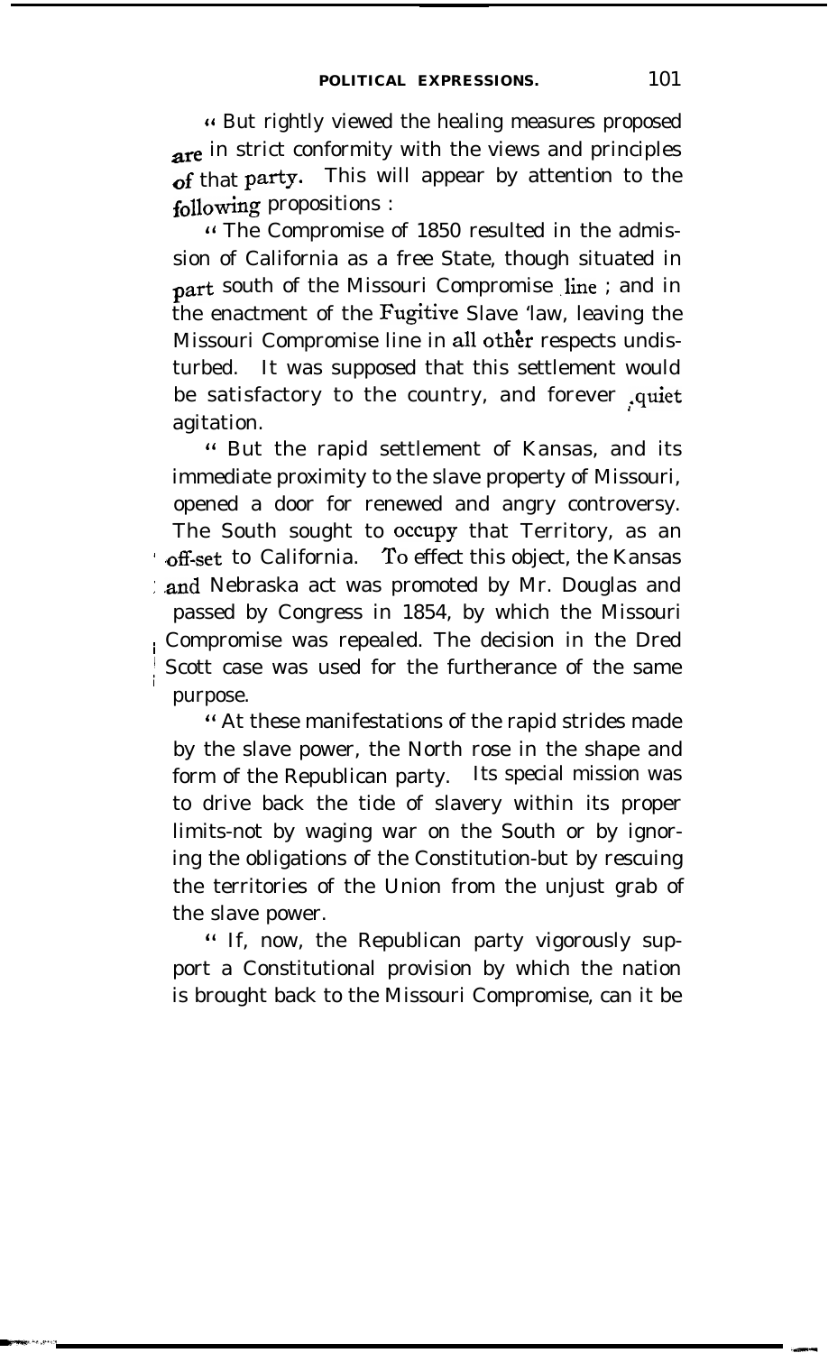" But rightly viewed the healing measures proposed are in strict conformity with the views and principles of that party. This will appear by attention to the following propositions :

" The Compromise of 1850 resulted in the admission of California as a free State, though situated in part south of the Missouri Compromise line ; and in the enactment of the Fugitive Slave 'law, leaving the Missouri Compromise line in all other respects undisturbed. It was supposed that this settlement would be satisfactory to the country, and forever quiet agitation.

" But the rapid settlement of Kansas, and its immediate proximity to the slave property of Missouri, opened a door for renewed and angry controversy. The South sought to occupy that Territory, as an off-set to California. To effect this object, the Kansas and Nebraska act was promoted by Mr. Douglas and passed by Congress in 1854, by which the Missouri Compromise was repealed. The decision in the Dred Scott case was used for the furtherance of the same purpose.

" At these manifestations of the rapid strides made by the slave power, the North rose in the shape and form of the Republican party. Its special mission was to drive back the tide of slavery within its proper limits-not by waging war on the South or by ignoring the obligations of the Constitution-but by rescuing the territories of the Union from the unjust grab of the slave power.

" If, now, the Republican party vigorously support a Constitutional provision by which the nation is brought back to the Missouri Compromise, can it be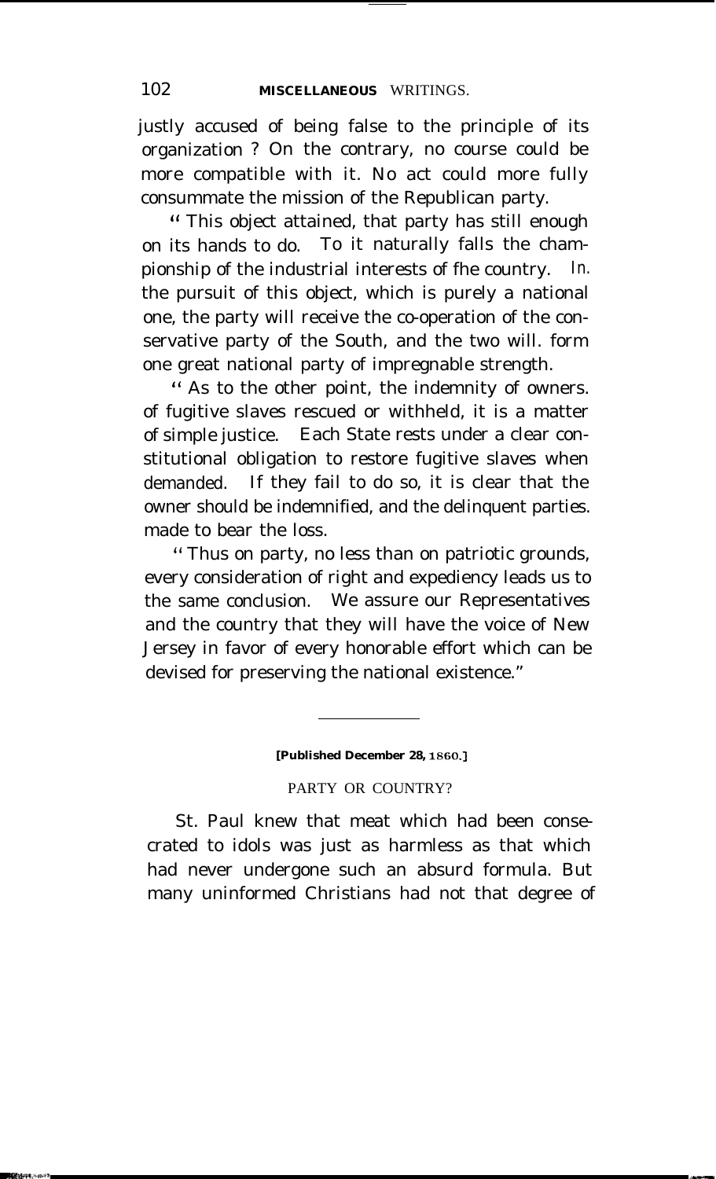justly accused of being false to the principle of its organization ? On the contrary, no course could be more compatible with it. No act could more fully consummate the mission of the Republican party.

" This object attained, that party has still enough on its hands to do. To it naturally falls the championship of the industrial interests of fhe country. In. the pursuit of this object, which is purely a national one, the party will receive the co-operation of the conservative party of the South, and the two will. form one great national party of impregnable strength.

" As to the other point, the indemnity of owners. of fugitive slaves rescued or withheld, it is a matter of simple justice. Each State rests under a clear constitutional obligation to restore fugitive slaves when demanded. If they fail to do so, it is clear that the owner should be indemnified, and the delinquent parties. made to bear the loss.

" Thus on party, no less than on patriotic grounds, every consideration of right and expediency leads us to the same conclusion. We assure our Representatives and the country that they will have the voice of New Jersey in favor of every honorable effort which can be devised for preserving the national existence."

---

**[Published December 28, 1860.]**

## PARTY OR COUNTRY?

St. Paul knew that meat which had been consecrated to idols was just as harmless as that which had never undergone such an absurd formula. But many uninformed Christians had not that degree of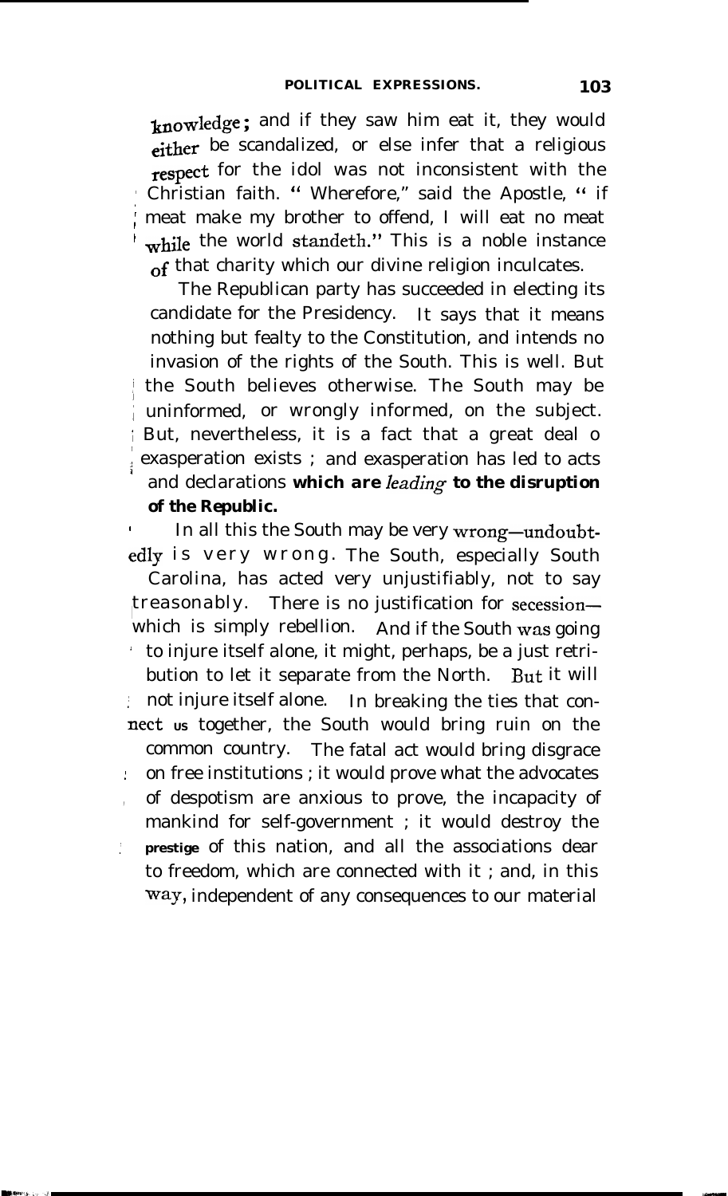knowledge; and if they saw him eat it, they would either be scandalized, or else infer that a religious respect for the idol was not inconsistent with the Christian faith. "Wherefore," said the Apostle, "if meat make my brother to offend, I will eat no meat while the world standeth." This is a noble instance of that charity which our divine religion inculcates.

The Republican party has succeeded in electing its candidate for the Presidency. It says that it means nothing but fealty to the Constitution, and intends no invasion of the rights of the South. This is well. But the South believes otherwise. The South may be uninformed, or wrongly informed, on the subject. But, nevertheless, it is a fact that a great deal o exasperation exists ; and exasperation has led to acts and declarations **which are *leading* to the disruption of the Republic.**

In all this the South may be very wrong—undoubtedly is very wrong. The South, especially South Carolina, has acted very unjustifiably, not to say treasonably. There is no justification for secession—which is simply rebellion. And if the South was going to injure itself alone, it might, perhaps, be a just retribution to let it separate from the North. But it will not injure itself alone. In breaking the ties that connect us together, the South would bring ruin on the common country. The fatal act would bring disgrace on free institutions ; it would prove what the advocates of despotism are anxious to prove, the incapacity of mankind for self-government ; it would destroy the **prestige** of this nation, and all the associations dear to freedom, which are connected with it ; and, in this way, independent of any consequences to our material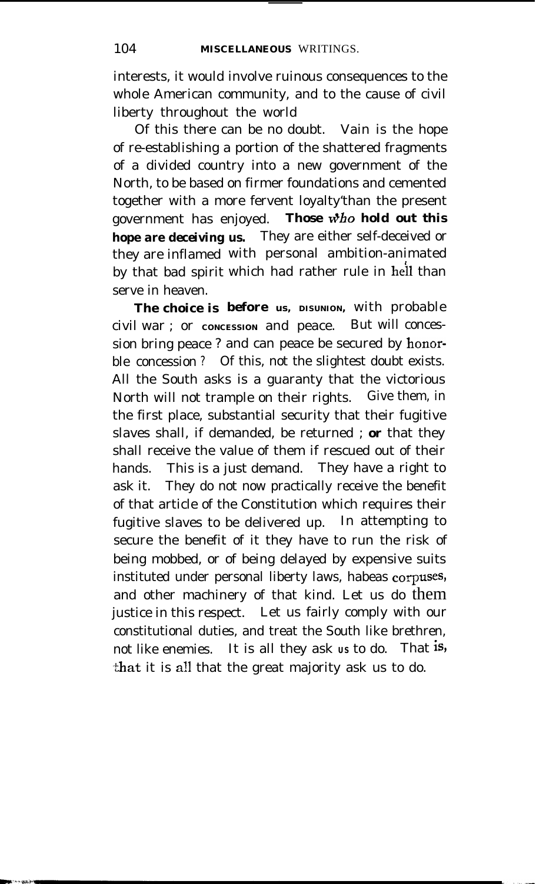interests, it would involve ruinous consequences to the whole American community, and to the cause of civil liberty throughout the world

Of this there can be no doubt. Vain is the hope of re-establishing a portion of the shattered fragments of a divided country into a new government of the North, to be based on firmer foundations and cemented together with a more fervent loyalty than the present government has enjoyed. **Those who hold out this hope are deceiving us.** They are either self-deceived or they are inflamed with personal ambition-animated by that bad spirit which had rather rule in hell than serve in heaven.

**The choice is before us, DISUNION,** with probable civil war ; or CONCESSION and peace. But will concession bring peace ? and can peace be secured by honorble concession ? Of this, not the slightest doubt exists. All the South asks is a guaranty that the victorious North will not trample on their rights. Give them, in the first place, substantial security that their fugitive slaves shall, if demanded, be returned ; **or** that they shall receive the value of them if rescued out of their hands. This is a just demand. They have a right to ask it. They do not now practically receive the benefit of that article of the Constitution which requires their fugitive slaves to be delivered up. In attempting to secure the benefit of it they have to run the risk of being mobbed, or of being delayed by expensive suits instituted under personal liberty laws, habeas corpuses, and other machinery of that kind. Let us do them justice in this respect. Let us fairly comply with our constitutional duties, and treat the South like brethren, not like enemies. It is all they ask us to do. That is, that it is all that the great majority ask us to do.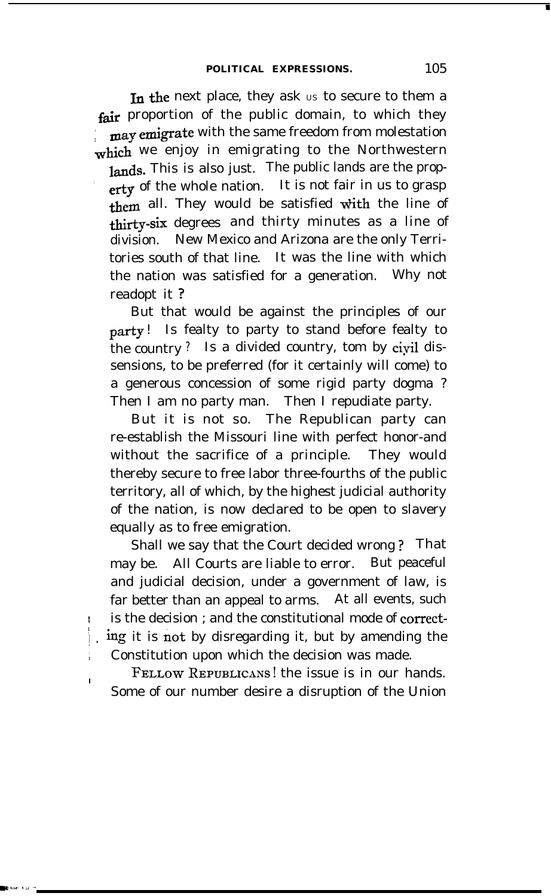In the next place, they ask us to secure to them a fair proportion of the public domain, to which they may emigrate with the same freedom from molestation which we enjoy in emigrating to the Northwestern lands. This is also just. The public lands are the property of the whole nation. It is not fair in us to grasp them all. They would be satisfied with the line of thirty-six degrees and thirty minutes as a line of division. New Mexico and Arizona are the only Territories south of that line. It was the line with which the nation was satisfied for a generation. Why not readopt it ?

But that would be against the principles of our party ! Is fealty to party to stand before fealty to the country ? Is a divided country, tom by civil dissensions, to be preferred (for it certainly will come) to a generous concession of some rigid party dogma ? Then I am no party man. Then I repudiate party.

But it is not so. The Republican party can re-establish the Missouri line with perfect honor-and without the sacrifice of a principle. They would thereby secure to free labor three-fourths of the public territory, all of which, by the highest judicial authority of the nation, is now declared to be open to slavery equally as to free emigration.

Shall we say that the Court decided wrong ? That may be. All Courts are liable to error. But peaceful and judicial decision, under a government of law, is far better than an appeal to arms. At all events, such is the decision ; and the constitutional mode of correcting it is not by disregarding it, but by amending the Constitution upon which the decision was made.

FELLOW REPUBLICANS ! the issue is in our hands. Some of our number desire a disruption of the Union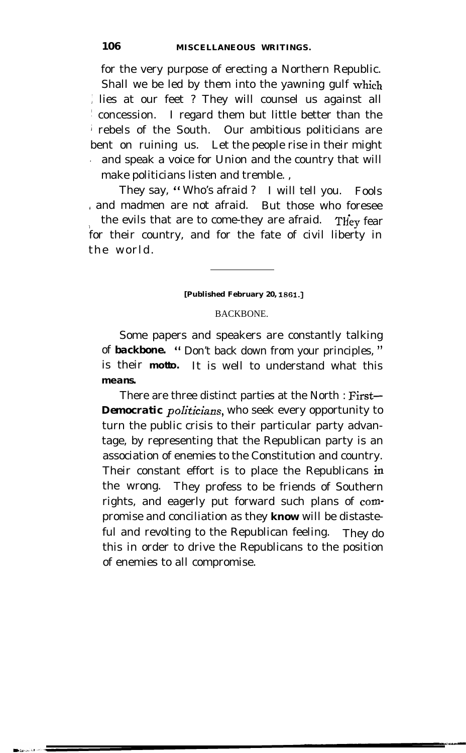for the very purpose of erecting a Northern Republic. Shall we be led by them into the yawning gulf which lies at our feet? They will counsel us against all concession. I regard them but little better than the rebels of the South. Our ambitious politicians are bent on ruining us. Let the people rise in their might and speak a voice for Union and the country that will make politicians listen and tremble.

They say, "Who's afraid? I will tell you. Fools and madmen are not afraid. But those who foresee the evils that are to come-they are afraid. They fear for their country, and for the fate of civil liberty in the world.

---

**[Published February 20, 1861.]**

## BACKBONE.

Some papers and speakers are constantly talking of ***backbone.*** "Don't back down from your principles," is their **motto.** It is well to understand what this ***means.***

There are three distinct parties at the North: First—***Democratic*** *politicians,* who seek every opportunity to turn the public crisis to their particular party advantage, by representing that the Republican party is an association of enemies to the Constitution and country. Their constant effort is to place the Republicans in the wrong. They profess to be friends of Southern rights, and eagerly put forward such plans of compromise and conciliation as they **know** will be distasteful and revolting to the Republican feeling. They do this in order to drive the Republicans to the position of enemies to all compromise.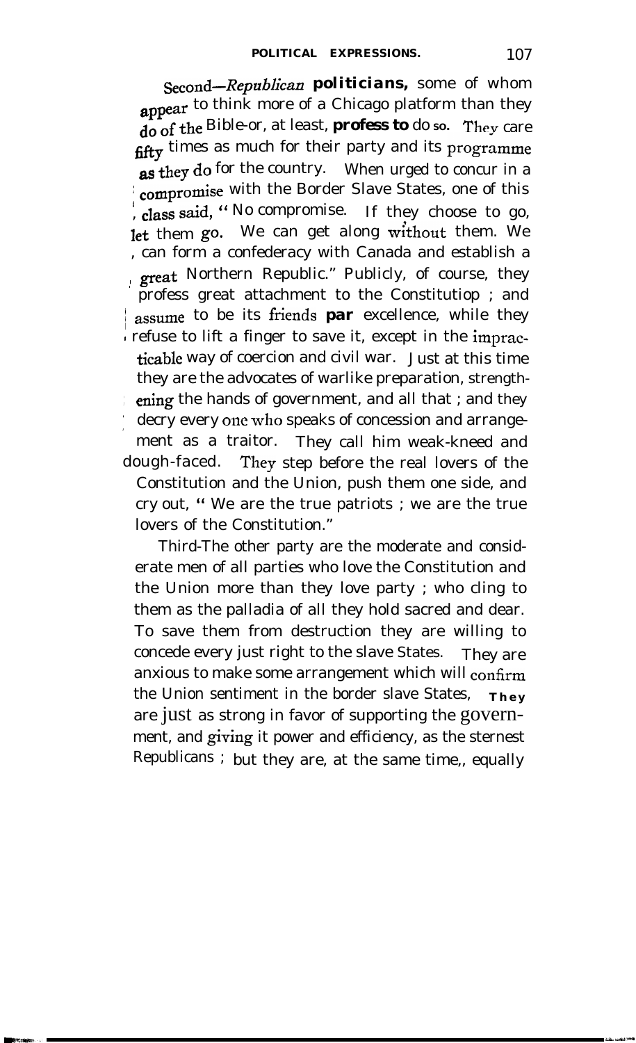Second—*Republican* politicians, some of whom appear to think more of a Chicago platform than they do of the Bible-or, at least, profess to do so. They care fifty times as much for their party and its programme as they do for the country. When urged to concur in a compromise with the Border Slave States, one of this class said, "No compromise. If they choose to go, let them go. We can get along without them. We can form a confederacy with Canada and establish a great Northern Republic." Publicly, of course, they profess great attachment to the Constitutiop ; and assume to be its friends *par* excellence, while they refuse to lift a finger to save it, except in the impracticable way of coercion and civil war. Just at this time they are the advocates of warlike preparation, strengthening the hands of government, and all that ; and they decry every one who speaks of concession and arrangement as a traitor. They call him weak-kneed and dough-faced. They step before the real lovers of the Constitution and the Union, push them one side, and cry out, "We are the true patriots ; we are the true lovers of the Constitution."

Third-The other party are the moderate and considerate men of all parties who love the Constitution and the Union more than they love party ; who cling to them as the palladia of all they hold sacred and dear. To save them from destruction they are willing to concede every just right to the slave States. They are anxious to make some arrangement which will confirm the Union sentiment in the border slave States, They are just as strong in favor of supporting the government, and giving it power and efficiency, as the sternest Republicans ; but they are, at the same time,, equally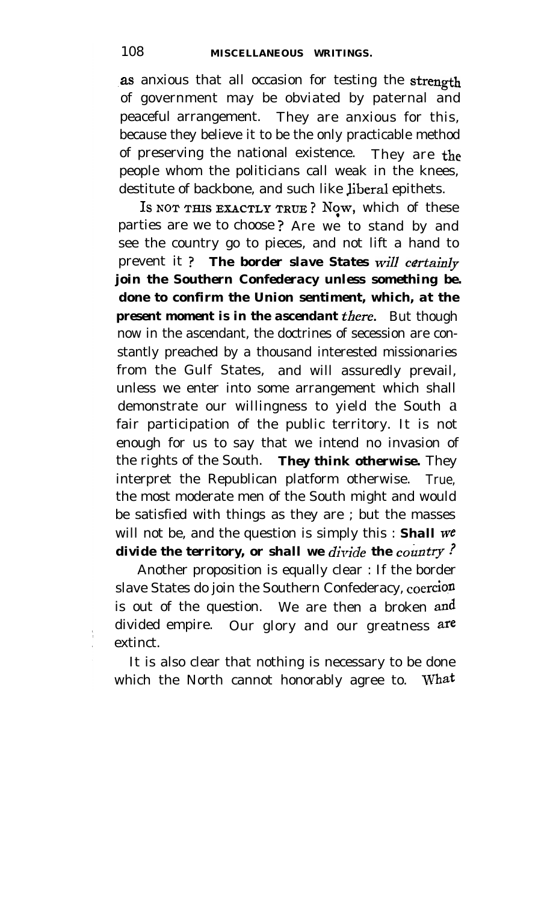as anxious that all occasion for testing the strength of government may be obviated by paternal and peaceful arrangement. They are anxious for this, because they believe it to be the only practicable method of preserving the national existence. They are the people whom the politicians call weak in the knees, destitute of backbone, and such like liberal epithets.

IS NOT THIS EXACTLY TRUE? Now, which of these parties are we to choose? Are we to stand by and see the country go to pieces, and not lift a hand to prevent it? **The border slave States *will certainly* join the Southern Confederacy unless something be done to confirm the Union sentiment, which, at the present moment is in the ascendant *there*.** But though now in the ascendant, the doctrines of secession are constantly preached by a thousand interested missionaries from the Gulf States, and will assuredly prevail, unless we enter into some arrangement which shall demonstrate our willingness to yield the South a fair participation of the public territory. It is not enough for us to say that we intend no invasion of the rights of the South. **They think otherwise.** They interpret the Republican platform otherwise. True, the most moderate men of the South might and would be satisfied with things as they are; but the masses will not be, and the question is simply this: **Shall *we* divide the territory, or shall we *divide* the *country*?**

Another proposition is equally clear: If the border slave States do join the Southern Confederacy, coercion is out of the question. We are then a broken and divided empire. Our glory and our greatness are extinct.

It is also clear that nothing is necessary to be done which the North cannot honorably agree to. What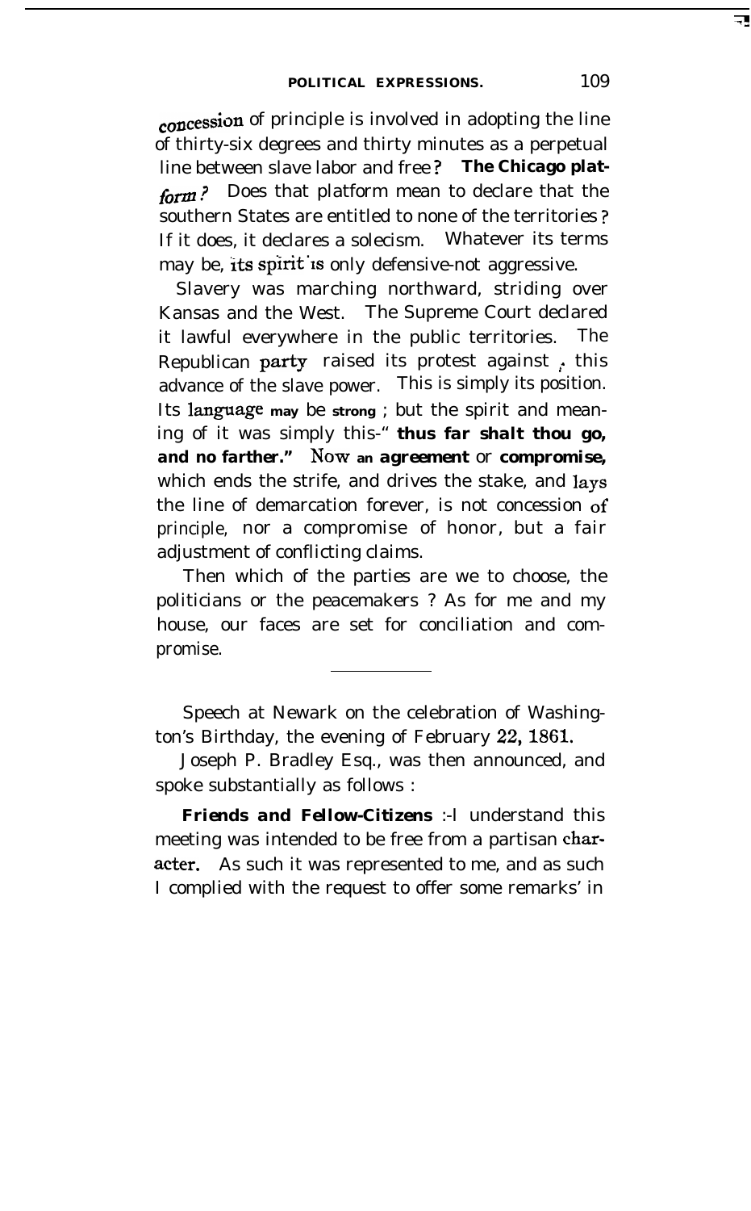concession of principle is involved in adopting the line of thirty-six degrees and thirty minutes as a perpetual line between slave labor and free? **The Chicago platform?** Does that platform mean to declare that the southern States are entitled to none of the territories? If it does, it declares a solecism. Whatever its terms may be, its spirit is only defensive-not aggressive.

Slavery was marching northward, striding over Kansas and the West. The Supreme Court declared it lawful everywhere in the public territories. The Republican party raised its protest against this advance of the slave power. This is simply its position. Its language may be strong; but the spirit and meaning of it was simply this-" ***thus far shalt thou go, and no farther.*** " Now an ***agreement*** or ***compromise,*** which ends the strife, and drives the stake, and lays the line of demarcation forever, is not concession of principle, nor a compromise of honor, but a fair adjustment of conflicting claims.

Then which of the parties are we to choose, the politicians or the peacemakers? As for me and my house, our faces are set for conciliation and compromise.

---

Speech at Newark on the celebration of Washington's Birthday, the evening of February 22, 1861.

Joseph P. Bradley Esq., was then announced, and spoke substantially as follows:

***Friends and Fellow-Citizens*** :-I understand this meeting was intended to be free from a partisan character. As such it was represented to me, and as such I complied with the request to offer some remarks' in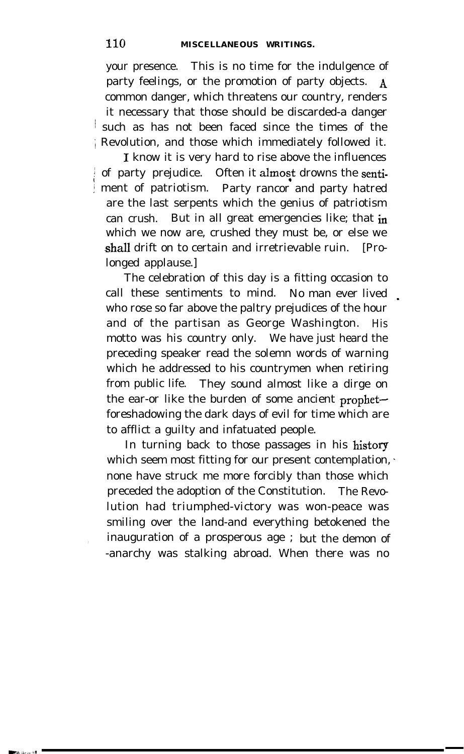your presence. This is no time for the indulgence of party feelings, or the promotion of party objects. A common danger, which threatens our country, renders it necessary that those should be discarded-a danger such as has not been faced since the times of the Revolution, and those which immediately followed it.

I know it is very hard to rise above the influences of party prejudice. Often it almost drowns the sentiment of patriotism. Party rancor and party hatred are the last serpents which the genius of patriotism can crush. But in all great emergencies like; that in which we now are, crushed they must be, or else we shall drift on to certain and irretrievable ruin. [Prolonged applause.]

The celebration of this day is a fitting occasion to call these sentiments to mind. No man ever lived who rose so far above the paltry prejudices of the hour and of the partisan as George Washington. His motto was his country only. We have just heard the preceding speaker read the solemn words of warning which he addressed to his countrymen when retiring from public life. They sound almost like a dirge on the ear-or like the burden of some ancient prophet—foreshadowing the dark days of evil for time which are to afflict a guilty and infatuated people.

In turning back to those passages in his history which seem most fitting for our present contemplation, none have struck me more forcibly than those which preceded the adoption of the Constitution. The Revolution had triumphed-victory was won-peace was smiling over the land-and everything betokened the inauguration of a prosperous age ; but the demon of -anarchy was stalking abroad. When there was no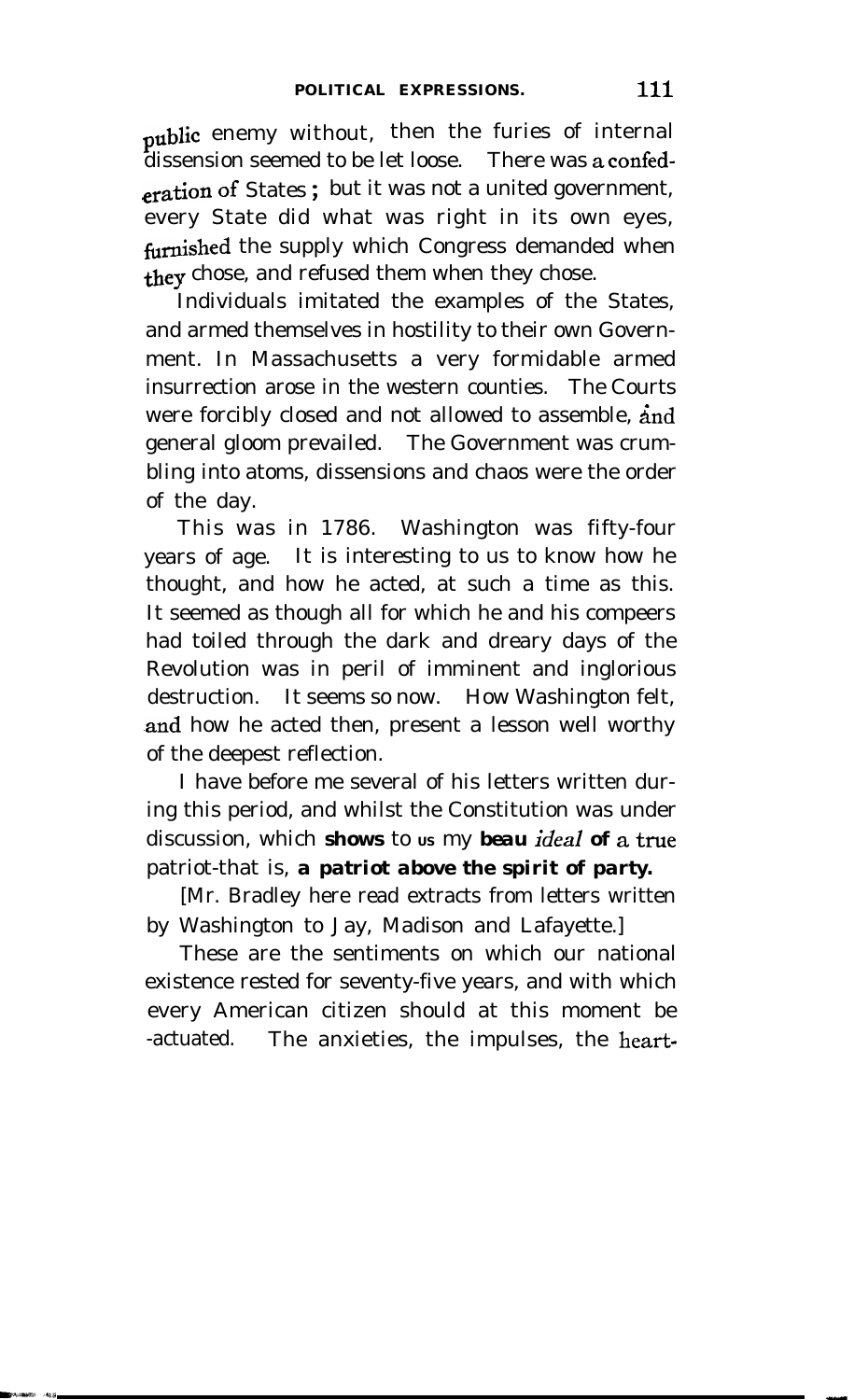public enemy without, then the furies of internal dissension seemed to be let loose. There was a confederation of States; but it was not a united government, every State did what was right in its own eyes, furnished the supply which Congress demanded when they chose, and refused them when they chose.

Individuals imitated the examples of the States, and armed themselves in hostility to their own Government. In Massachusetts a very formidable armed insurrection arose in the western counties. The Courts were forcibly closed and not allowed to assemble, and general gloom prevailed. The Government was crumbling into atoms, dissensions and chaos were the order of the day.

This was in 1786. Washington was fifty-four years of age. It is interesting to us to know how he thought, and how he acted, at such a time as this. It seemed as though all for which he and his compeers had toiled through the dark and dreary days of the Revolution was in peril of imminent and inglorious destruction. It seems so now. How Washington felt, and how he acted then, present a lesson well worthy of the deepest reflection.

I have before me several of his letters written during this period, and whilst the Constitution was under discussion, which **shows** to **us** my ***beau ideal* of a true** patriot-that is, ***a patriot above the spirit of party.***

[Mr. Bradley here read extracts from letters written by Washington to Jay, Madison and Lafayette.]

These are the sentiments on which our national existence rested for seventy-five years, and with which every American citizen should at this moment be -actuated. The anxieties, the impulses, the heart-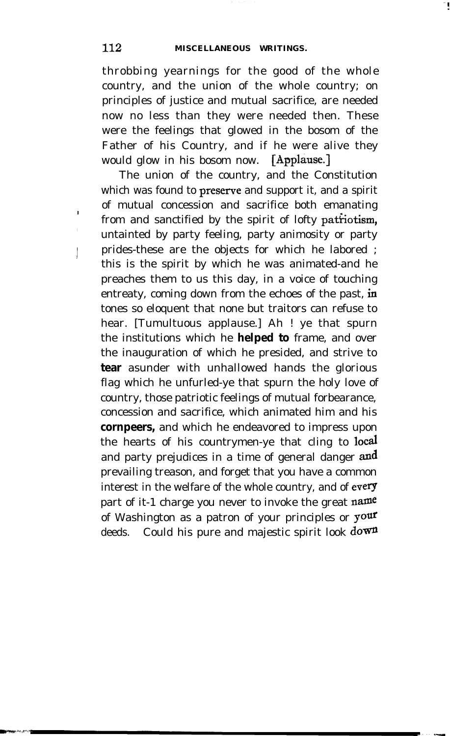throbbing yearnings for the good of the whole country, and the union of the whole country; on principles of justice and mutual sacrifice, are needed now no less than they were needed then. These were the feelings that glowed in the bosom of the Father of his Country, and if he were alive they would glow in his bosom now. [Applause.]

The union of the country, and the Constitution which was found to preserve and support it, and a spirit of mutual concession and sacrifice both emanating from and sanctified by the spirit of lofty patriotism, untainted by party feeling, party animosity or party prides-these are the objects for which he labored ; this is the spirit by which he was animated-and he preaches them to us this day, in a voice of touching entreaty, coming down from the echoes of the past, in tones so eloquent that none but traitors can refuse to hear. [Tumultuous applause.] Ah ! ye that spurn the institutions which he helped to frame, and over the inauguration of which he presided, and strive to tear asunder with unhallowed hands the glorious flag which he unfurled-ye that spurn the holy love of country, those patriotic feelings of mutual forbearance, concession and sacrifice, which animated him and his cornpeers, and which he endeavored to impress upon the hearts of his countrymen-ye that cling to local and party prejudices in a time of general danger and prevailing treason, and forget that you have a common interest in the welfare of the whole country, and of every part of it-1 charge you never to invoke the great name of Washington as a patron of your principles or your deeds. Could his pure and majestic spirit look down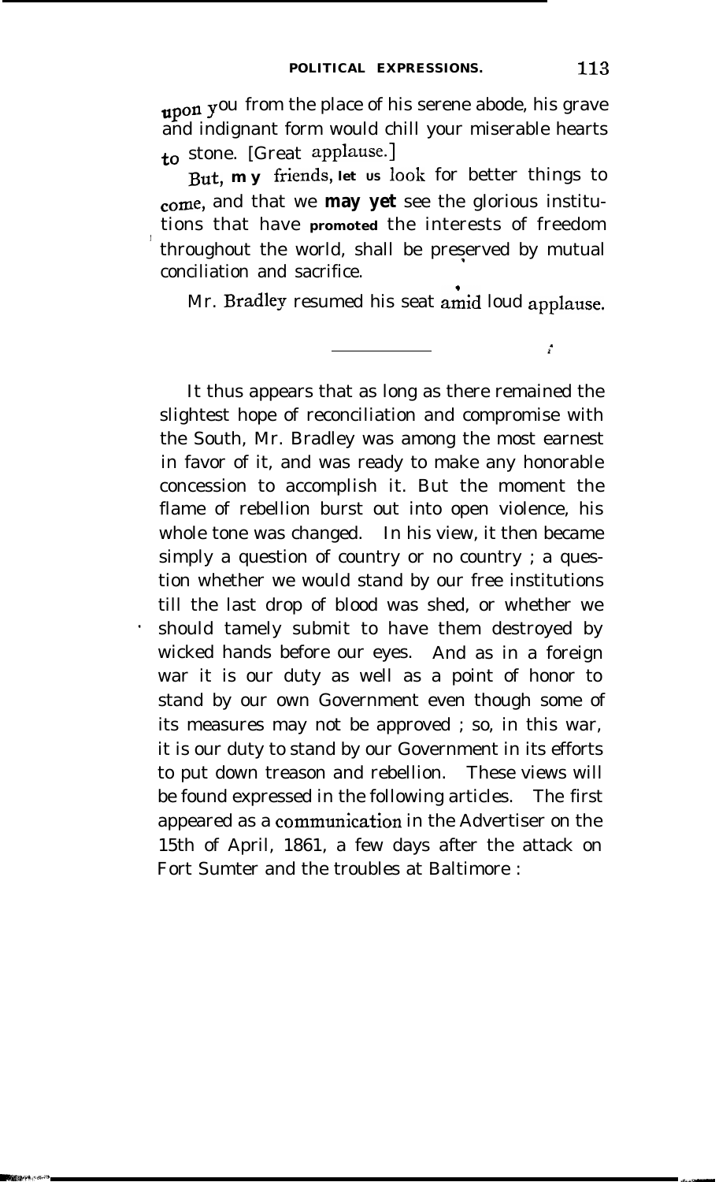upon you from the place of his serene abode, his grave and indignant form would chill your miserable hearts to stone. [Great applause.]

But, my friends, let us look for better things to come, and that we may yet see the glorious institutions that have promoted the interests of freedom throughout the world, shall be preserved by mutual conciliation and sacrifice.

Mr. Bradley resumed his seat amid loud applause.

---

It thus appears that as long as there remained the slightest hope of reconciliation and compromise with the South, Mr. Bradley was among the most earnest in favor of it, and was ready to make any honorable concession to accomplish it. But the moment the flame of rebellion burst out into open violence, his whole tone was changed. In his view, it then became simply a question of country or no country ; a question whether we would stand by our free institutions till the last drop of blood was shed, or whether we should tamely submit to have them destroyed by wicked hands before our eyes. And as in a foreign war it is our duty as well as a point of honor to stand by our own Government even though some of its measures may not be approved ; so, in this war, it is our duty to stand by our Government in its efforts to put down treason and rebellion. These views will be found expressed in the following articles. The first appeared as a communication in the Advertiser on the 15th of April, 1861, a few days after the attack on Fort Sumter and the troubles at Baltimore :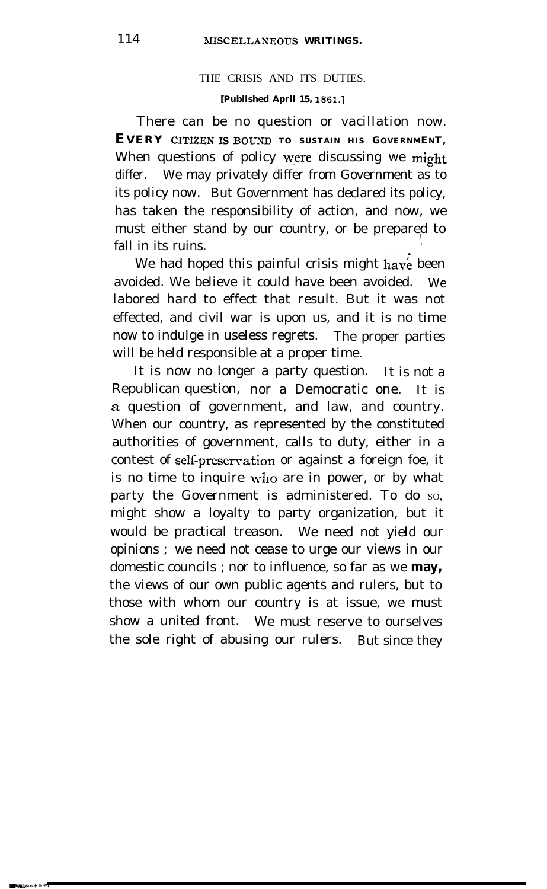## THE CRISIS AND ITS DUTIES.

[Published April 15, 1861.]

There can be no question or vacillation now. **EVERY CITIZEN IS BOUND TO SUSTAIN HIS GOVERNMENT,** When questions of policy were discussing we might differ. We may privately differ from Government as to its policy now. But Government has declared its policy, has taken the responsibility of action, and now, we must either stand by our country, or be prepared to fall in its ruins.

We had hoped this painful crisis might have been avoided. We believe it could have been avoided. We labored hard to effect that result. But it was not effected, and civil war is upon us, and it is no time now to indulge in useless regrets. The proper parties will be held responsible at a proper time.

It is now no longer a party question. It is not a Republican question, nor a Democratic one. It is a question of government, and law, and country. When our country, as represented by the constituted authorities of government, calls to duty, either in a contest of self-preservation or against a foreign foe, it is no time to inquire who are in power, or by what party the Government is administered. To do so, might show a loyalty to party organization, but it would be practical treason. We need not yield our opinions ; we need not cease to urge our views in our domestic councils ; nor to influence, so far as we may, the views of our own public agents and rulers, but to those with whom our country is at issue, we must show a united front. We must reserve to ourselves the sole right of abusing our rulers. But since they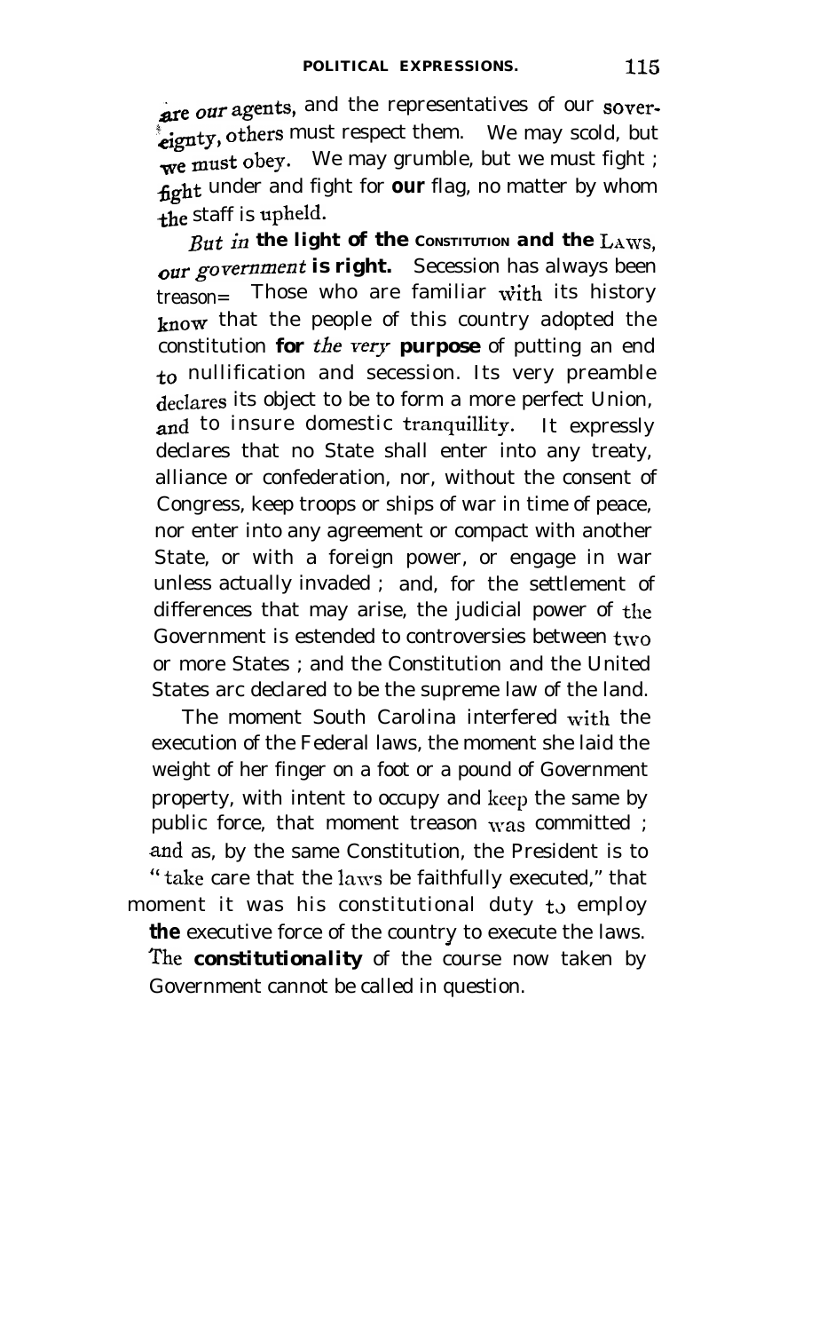are our agents, and the representatives of our sovereignty, others must respect them. We may scold, but we must obey. We may grumble, but we must fight; fight under and fight for **our** flag, no matter by whom the staff is upheld.

*But in* **the light of the CONSTITUTION and the LAWS,** *our government* **is right.** Secession has always been treason. Those who are familiar with its history know that the people of this country adopted the constitution **for** *the very* **purpose** of putting an end to nullification and secession. Its very preamble declares its object to be to form a more perfect Union, and to insure domestic tranquillity. It expressly declares that no State shall enter into any treaty, alliance or confederation, nor, without the consent of Congress, keep troops or ships of war in time of peace, nor enter into any agreement or compact with another State, or with a foreign power, or engage in war unless actually invaded; and, for the settlement of differences that may arise, the judicial power of the Government is estended to controversies between two or more States; and the Constitution and the United States arc declared to be the supreme law of the land.

The moment South Carolina interfered with the execution of the Federal laws, the moment she laid the weight of her finger on a foot or a pound of Government property, with intent to occupy and keep the same by public force, that moment treason was committed; and as, by the same Constitution, the President is to "take care that the laws be faithfully executed," that moment it was his constitutional duty to employ **the** executive force of the country to execute the laws. The **constitutionality** of the course now taken by Government cannot be called in question.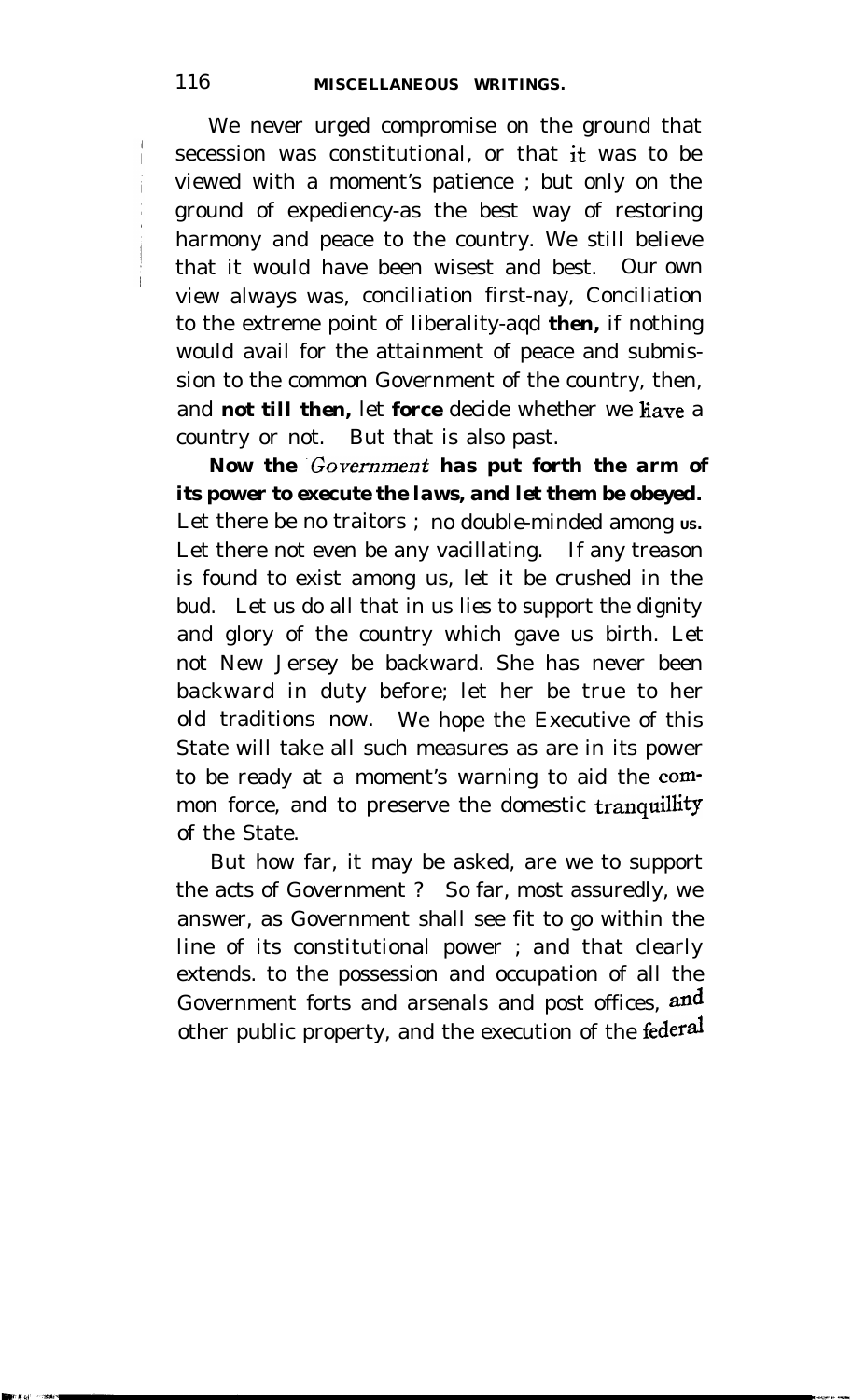We never urged compromise on the ground that secession was constitutional, or that it was to be viewed with a moment's patience ; but only on the ground of expediency-as the best way of restoring harmony and peace to the country. We still believe that it would have been wisest and best. Our own view always was, conciliation first-nay, Conciliation to the extreme point of liberality-aqd **then,** if nothing would avail for the attainment of peace and submission to the common Government of the country, then, and **not till then,** let **force** decide whether we have a country or not. But that is also past.

**Now the *Government* has put forth the arm of its power to execute the laws, and let them be obeyed.** Let there be no traitors ; no double-minded among us. Let there not even be any vacillating. If any treason is found to exist among us, let it be crushed in the bud. Let us do all that in us lies to support the dignity and glory of the country which gave us birth. Let not New Jersey be backward. She has never been backward in duty before; let her be true to her old traditions now. We hope the Executive of this State will take all such measures as are in its power to be ready at a moment's warning to aid the common force, and to preserve the domestic tranquillity of the State.

But how far, it may be asked, are we to support the acts of Government ? So far, most assuredly, we answer, as Government shall see fit to go within the line of its constitutional power ; and that clearly extends. to the possession and occupation of all the Government forts and arsenals and post offices, and other public property, and the execution of the federal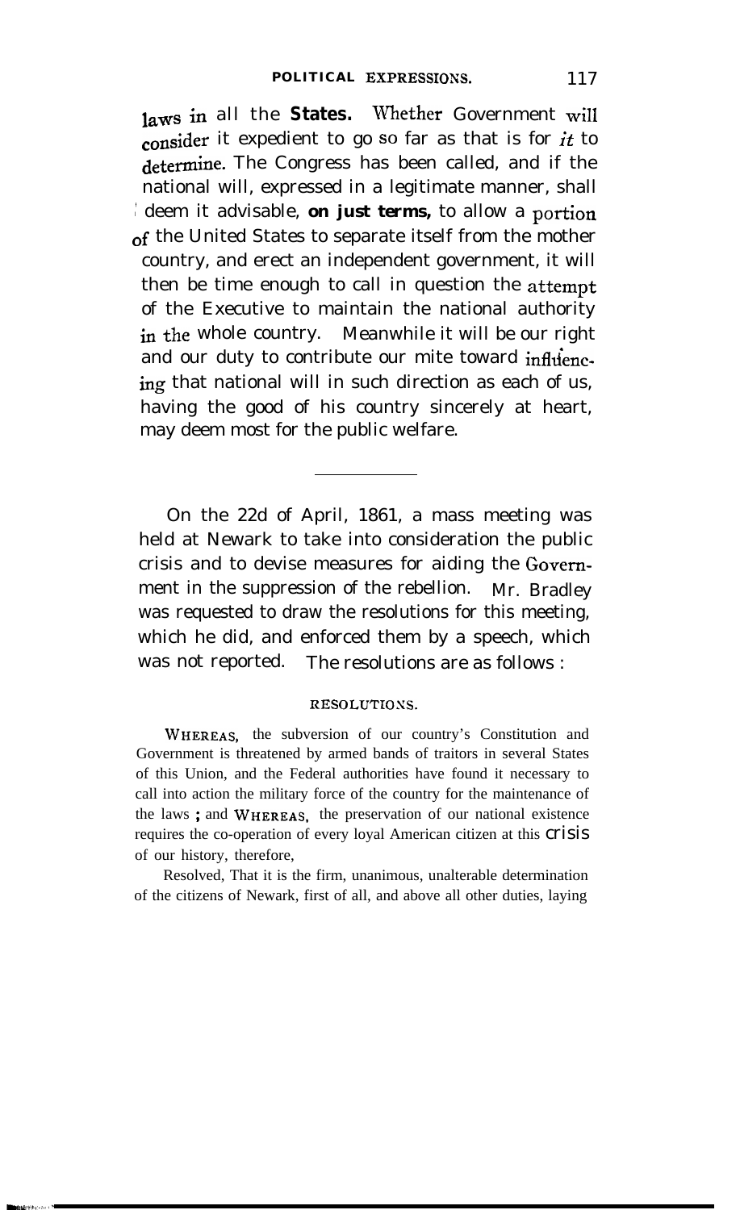laws in all the States. Whether Government will consider it expedient to go so far as that is for *it* to determine. The Congress has been called, and if the national will, expressed in a legitimate manner, shall deem it advisable, **on just terms,** to allow a portion of the United States to separate itself from the mother country, and erect an independent government, it will then be time enough to call in question the attempt of the Executive to maintain the national authority in the whole country. Meanwhile it will be our right and our duty to contribute our mite toward influencing that national will in such direction as each of us, having the good of his country sincerely at heart, may deem most for the public welfare.

---

On the 22d of April, 1861, a mass meeting was held at Newark to take into consideration the public crisis and to devise measures for aiding the Government in the suppression of the rebellion. Mr. Bradley was requested to draw the resolutions for this meeting, which he did, and enforced them by a speech, which was not reported. The resolutions are as follows :

### RESOLUTIONS.

WHEREAS, the subversion of our country's Constitution and Government is threatened by armed bands of traitors in several States of this Union, and the Federal authorities have found it necessary to call into action the military force of the country for the maintenance of the laws ; and WHEREAS, the preservation of our national existence requires the co-operation of every loyal American citizen at this crisis of our history, therefore,

Resolved, That it is the firm, unanimous, unalterable determination of the citizens of Newark, first of all, and above all other duties, laying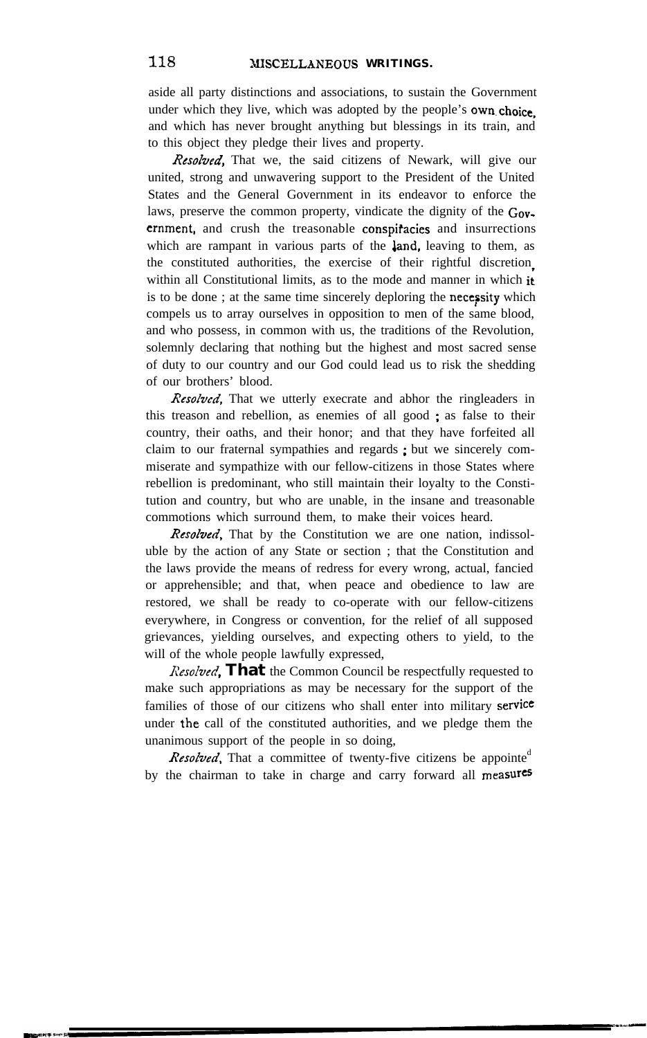aside all party distinctions and associations, to sustain the Government under which they live, which was adopted by the people's own choice, and which has never brought anything but blessings in its train, and to this object they pledge their lives and property.

*Resolved*, That we, the said citizens of Newark, will give our united, strong and unwavering support to the President of the United States and the General Government in its endeavor to enforce the laws, preserve the common property, vindicate the dignity of the Government, and crush the treasonable conspiracies and insurrections which are rampant in various parts of the land, leaving to them, as the constituted authorities, the exercise of their rightful discretion, within all Constitutional limits, as to the mode and manner in which it is to be done ; at the same time sincerely deploring the necessity which compels us to array ourselves in opposition to men of the same blood, and who possess, in common with us, the traditions of the Revolution, solemnly declaring that nothing but the highest and most sacred sense of duty to our country and our God could lead us to risk the shedding of our brothers' blood.

*Resolved*, That we utterly execrate and abhor the ringleaders in this treason and rebellion, as enemies of all good ; as false to their country, their oaths, and their honor; and that they have forfeited all claim to our fraternal sympathies and regards ; but we sincerely commiserate and sympathize with our fellow-citizens in those States where rebellion is predominant, who still maintain their loyalty to the Constitution and country, but who are unable, in the insane and treasonable commotions which surround them, to make their voices heard.

*Resolved*, That by the Constitution we are one nation, indissoluble by the action of any State or section ; that the Constitution and the laws provide the means of redress for every wrong, actual, fancied or apprehensible; and that, when peace and obedience to law are restored, we shall be ready to co-operate with our fellow-citizens everywhere, in Congress or convention, for the relief of all supposed grievances, yielding ourselves, and expecting others to yield, to the will of the whole people lawfully expressed,

*Resolved*, That the Common Council be respectfully requested to make such appropriations as may be necessary for the support of the families of those of our citizens who shall enter into military service under the call of the constituted authorities, and we pledge them the unanimous support of the people in so doing,

*Resolved*, That a committee of twenty-five citizens be appointed by the chairman to take in charge and carry forward all measures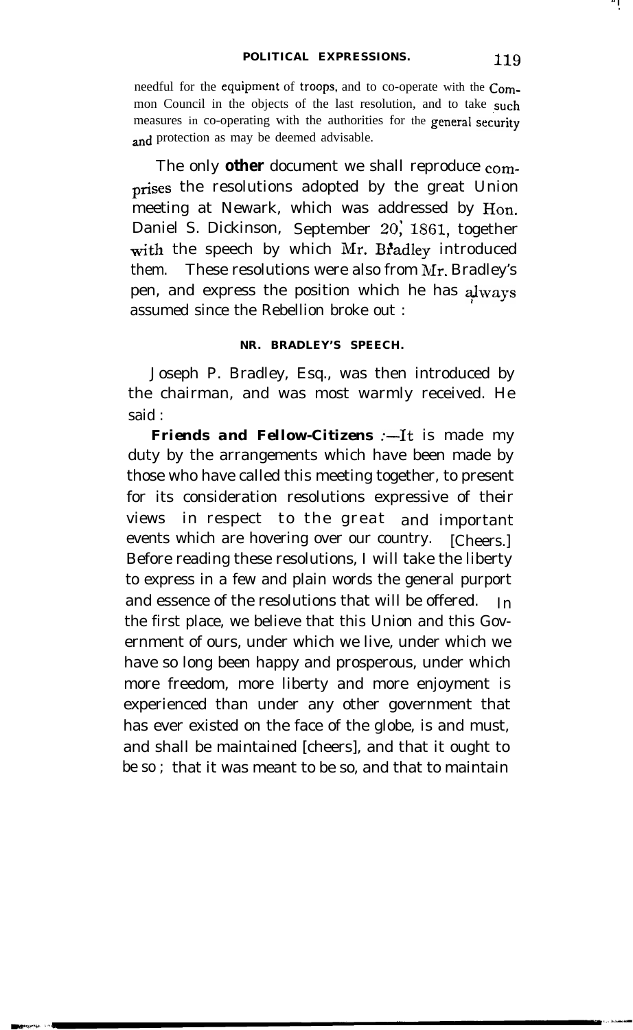needful for the equipment of troops, and to co-operate with the Common Council in the objects of the last resolution, and to take such measures in co-operating with the authorities for the general security and protection as may be deemed advisable.

The only **other** document we shall reproduce comprises the resolutions adopted by the great Union meeting at Newark, which was addressed by Hon. Daniel S. Dickinson, September 20, 1861, together with the speech by which Mr. Bradley introduced them. These resolutions were also from Mr. Bradley's pen, and express the position which he has always assumed since the Rebellion broke out :

### NR. BRADLEY'S SPEECH.

Joseph P. Bradley, Esq., was then introduced by the chairman, and was most warmly received. He said :

***Friends and Fellow-Citizens*** :—It is made my duty by the arrangements which have been made by those who have called this meeting together, to present for its consideration resolutions expressive of their views in respect to the great and important events which are hovering over our country. [Cheers.] Before reading these resolutions, I will take the liberty to express in a few and plain words the general purport and essence of the resolutions that will be offered. In the first place, we believe that this Union and this Government of ours, under which we live, under which we have so long been happy and prosperous, under which more freedom, more liberty and more enjoyment is experienced than under any other government that has ever existed on the face of the globe, is and must, and shall be maintained [cheers], and that it ought to be so ; that it was meant to be so, and that to maintain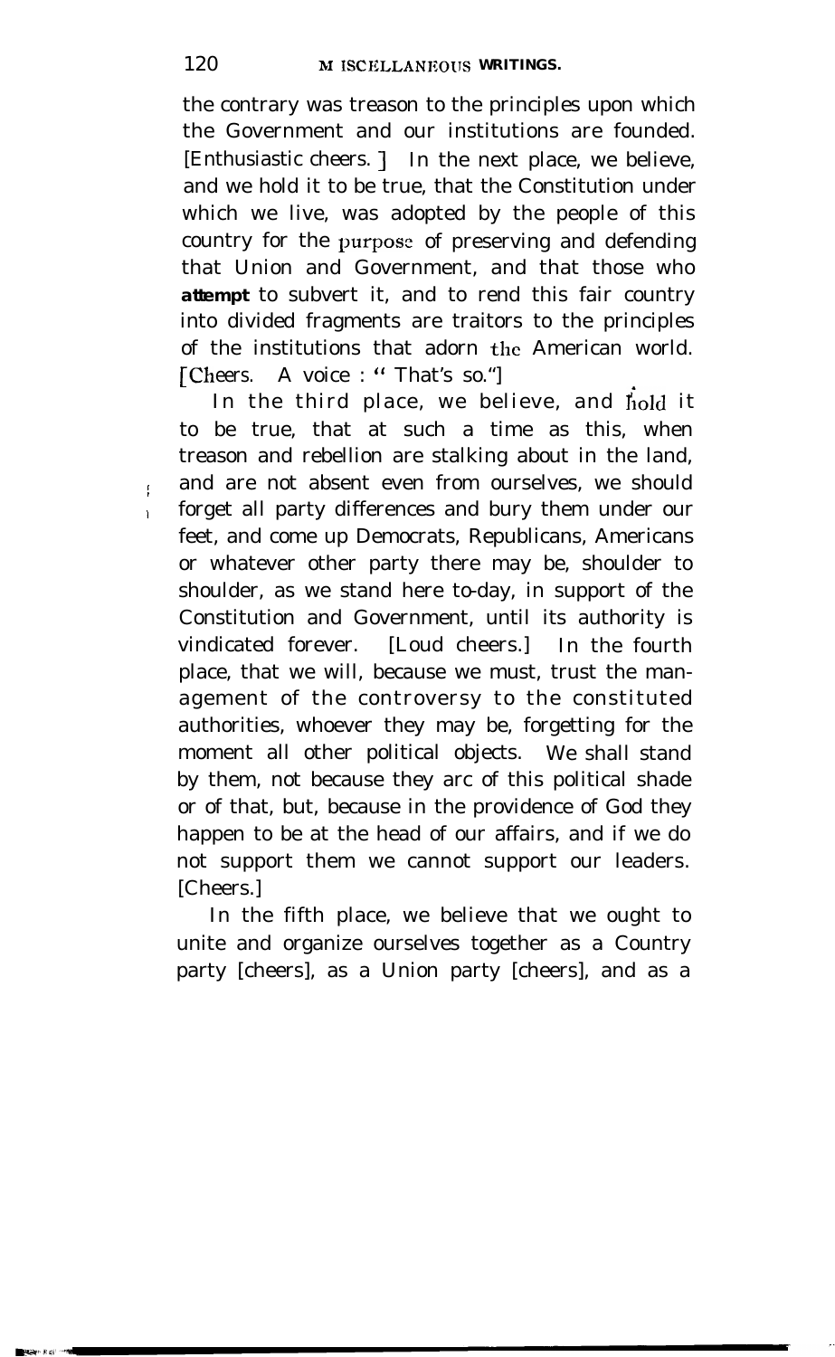the contrary was treason to the principles upon which the Government and our institutions are founded. [Enthusiastic cheers.] In the next place, we believe, and we hold it to be true, that the Constitution under which we live, was adopted by the people of this country for the purpose of preserving and defending that Union and Government, and that those who **attempt** to subvert it, and to rend this fair country into divided fragments are traitors to the principles of the institutions that adorn the American world. [Cheers. A voice : " That's so."]

In the third place, we believe, and hold it to be true, that at such a time as this, when treason and rebellion are stalking about in the land, and are not absent even from ourselves, we should forget all party differences and bury them under our feet, and come up Democrats, Republicans, Americans or whatever other party there may be, shoulder to shoulder, as we stand here to-day, in support of the Constitution and Government, until its authority is vindicated forever. [Loud cheers.] In the fourth place, that we will, because we must, trust the management of the controversy to the constituted authorities, whoever they may be, forgetting for the moment all other political objects. We shall stand by them, not because they arc of this political shade or of that, but, because in the providence of God they happen to be at the head of our affairs, and if we do not support them we cannot support our leaders. [Cheers.]

In the fifth place, we believe that we ought to unite and organize ourselves together as a Country party [cheers], as a Union party [cheers], and as a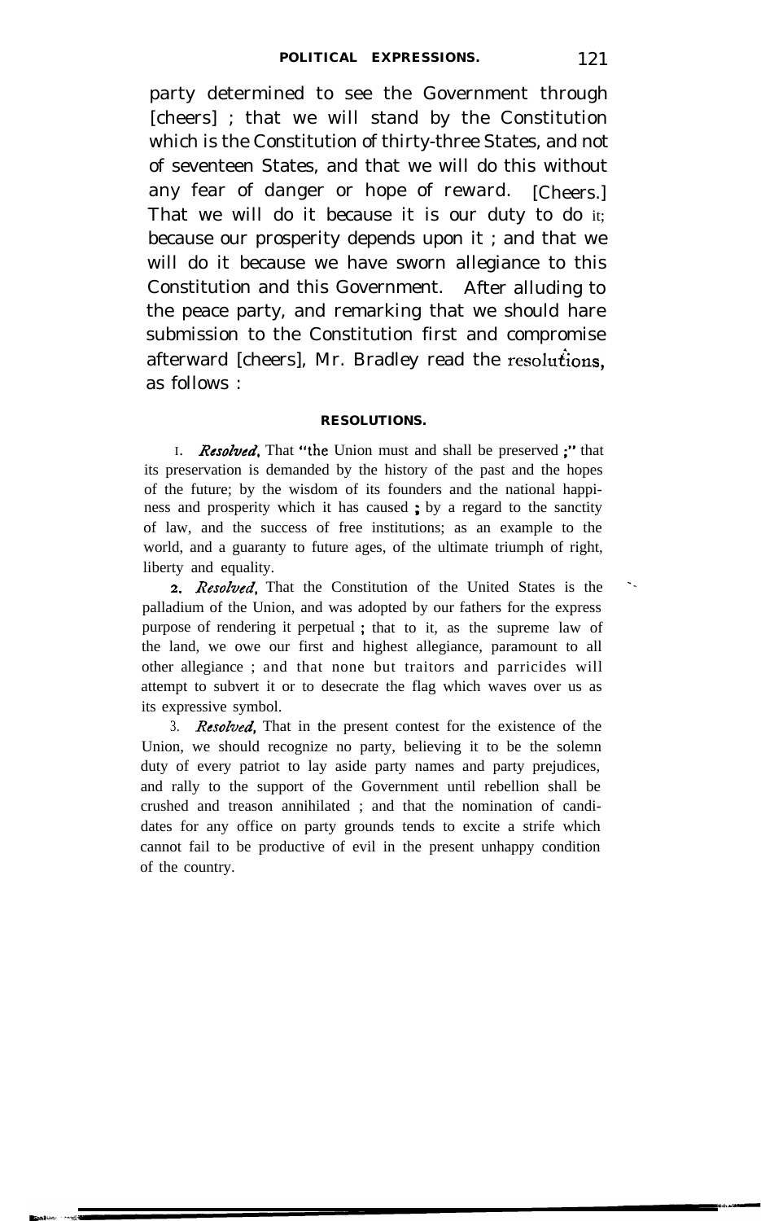party determined to see the Government through [cheers] ; that we will stand by the Constitution which is the Constitution of thirty-three States, and not of seventeen States, and that we will do this without any fear of danger or hope of reward. [Cheers.] That we will do it because it is our duty to do it; because our prosperity depends upon it ; and that we will do it because we have sworn allegiance to this Constitution and this Government. After alluding to the peace party, and remarking that we should hare submission to the Constitution first and compromise afterward [cheers], Mr. Bradley read the resolutions, as follows :

## RESOLUTIONS.

1. *Resolved*, That "the Union must and shall be preserved ;" that its preservation is demanded by the history of the past and the hopes of the future; by the wisdom of its founders and the national happiness and prosperity which it has caused ; by a regard to the sanctity of law, and the success of free institutions; as an example to the world, and a guaranty to future ages, of the ultimate triumph of right, liberty and equality.

2. *Resolved*, That the Constitution of the United States is the palladium of the Union, and was adopted by our fathers for the express purpose of rendering it perpetual ; that to it, as the supreme law of the land, we owe our first and highest allegiance, paramount to all other allegiance ; and that none but traitors and parricides will attempt to subvert it or to desecrate the flag which waves over us as its expressive symbol.

3. *Resolved*, That in the present contest for the existence of the Union, we should recognize no party, believing it to be the solemn duty of every patriot to lay aside party names and party prejudices, and rally to the support of the Government until rebellion shall be crushed and treason annihilated ; and that the nomination of candidates for any office on party grounds tends to excite a strife which cannot fail to be productive of evil in the present unhappy condition of the country.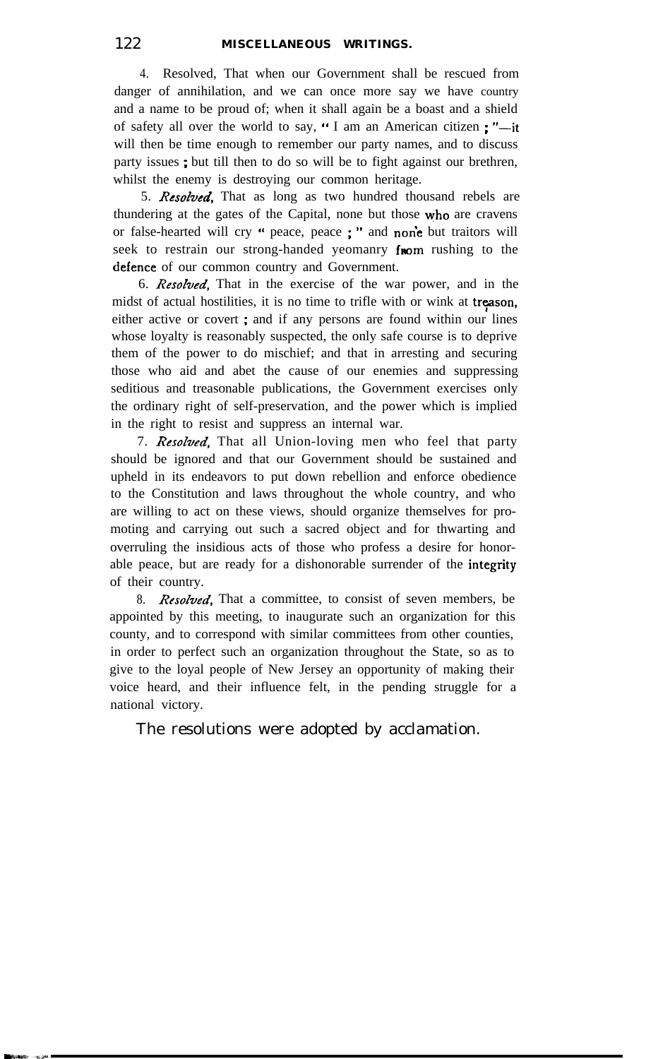4. Resolved, That when our Government shall be rescued from danger of annihilation, and we can once more say we have country and a name to be proud of; when it shall again be a boast and a shield of safety all over the world to say, "I am an American citizen ;"—it will then be time enough to remember our party names, and to discuss party issues ; but till then to do so will be to fight against our brethren, whilst the enemy is destroying our common heritage.

5. *Resolved*, That as long as two hundred thousand rebels are thundering at the gates of the Capital, none but those who are cravens or false-hearted will cry "peace, peace ;" and none but traitors will seek to restrain our strong-handed yeomanry from rushing to the defence of our common country and Government.

6. *Resolved*, That in the exercise of the war power, and in the midst of actual hostilities, it is no time to trifle with or wink at treason, either active or covert ; and if any persons are found within our lines whose loyalty is reasonably suspected, the only safe course is to deprive them of the power to do mischief; and that in arresting and securing those who aid and abet the cause of our enemies and suppressing seditious and treasonable publications, the Government exercises only the ordinary right of self-preservation, and the power which is implied in the right to resist and suppress an internal war.

7. *Resolved*, That all Union-loving men who feel that party should be ignored and that our Government should be sustained and upheld in its endeavors to put down rebellion and enforce obedience to the Constitution and laws throughout the whole country, and who are willing to act on these views, should organize themselves for promoting and carrying out such a sacred object and for thwarting and overruling the insidious acts of those who profess a desire for honorable peace, but are ready for a dishonorable surrender of the integrity of their country.

8. *Resolved*, That a committee, to consist of seven members, be appointed by this meeting, to inaugurate such an organization for this county, and to correspond with similar committees from other counties, in order to perfect such an organization throughout the State, so as to give to the loyal people of New Jersey an opportunity of making their voice heard, and their influence felt, in the pending struggle for a national victory.

The resolutions were adopted by acclamation.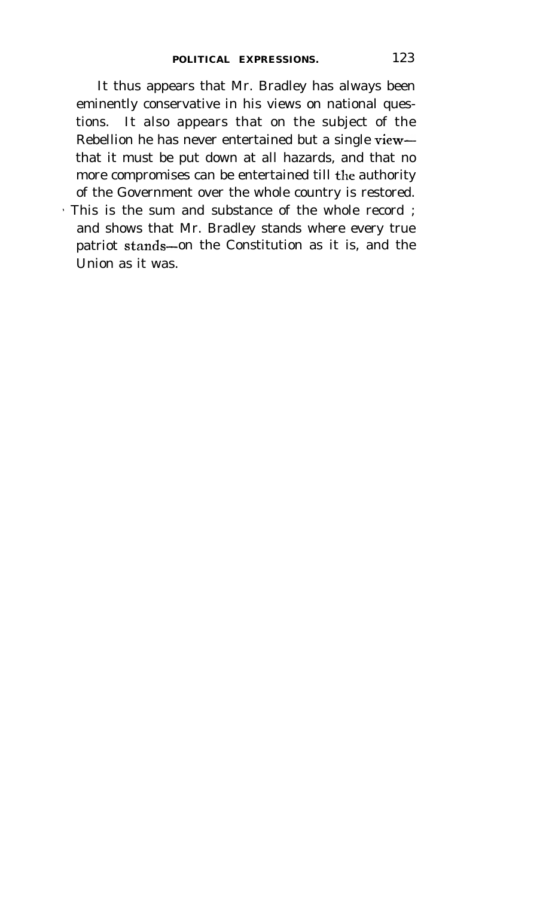It thus appears that Mr. Bradley has always been eminently conservative in his views on national questions. It also appears that on the subject of the Rebellion he has never entertained but a single view—that it must be put down at all hazards, and that no more compromises can be entertained till the authority of the Government over the whole country is restored. This is the sum and substance of the whole record ; and shows that Mr. Bradley stands where every true patriot stands—on the Constitution as it is, and the Union as it was.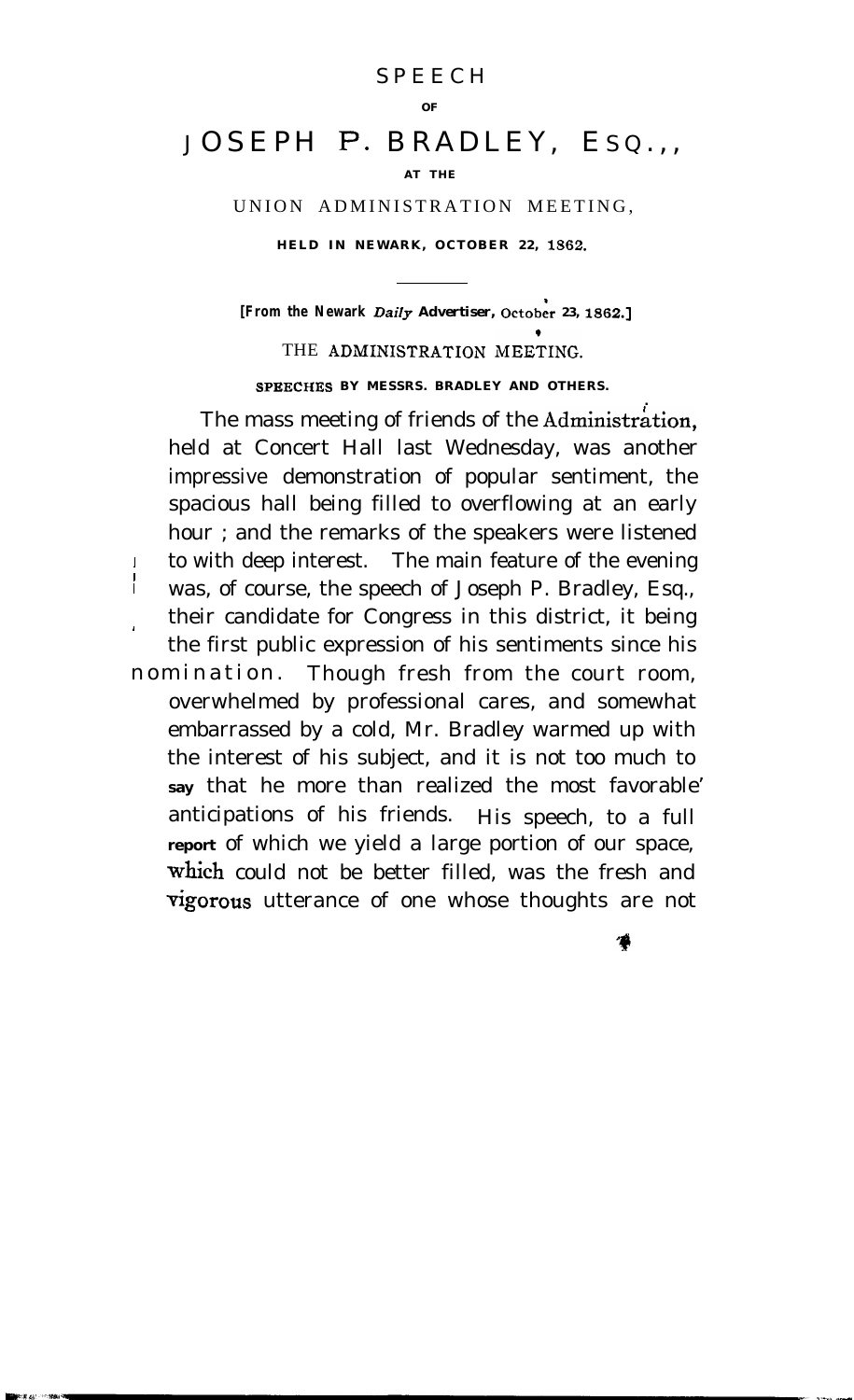# SPEECH

**OF**

# JOSEPH P. BRADLEY, ESQ.,

**AT THE**

UNION ADMINISTRATION MEETING,

**HELD IN NEWARK, OCTOBER 22, 1862.**

---

**[From the Newark *Daily* Advertiser, October 23, 1862.]**

## THE ADMINISTRATION MEETING.

**SPEECHES BY MESSRS. BRADLEY AND OTHERS.**

The mass meeting of friends of the Administration, held at Concert Hall last Wednesday, was another impressive demonstration of popular sentiment, the spacious hall being filled to overflowing at an early hour ; and the remarks of the speakers were listened to with deep interest. The main feature of the evening was, of course, the speech of Joseph P. Bradley, Esq., their candidate for Congress in this district, it being the first public expression of his sentiments since his nomination. Though fresh from the court room, overwhelmed by professional cares, and somewhat embarrassed by a cold, Mr. Bradley warmed up with the interest of his subject, and it is not too much to say that he more than realized the most favorable' anticipations of his friends. His speech, to a full report of which we yield a large portion of our space, which could not be better filled, was the fresh and vigorous utterance of one whose thoughts are not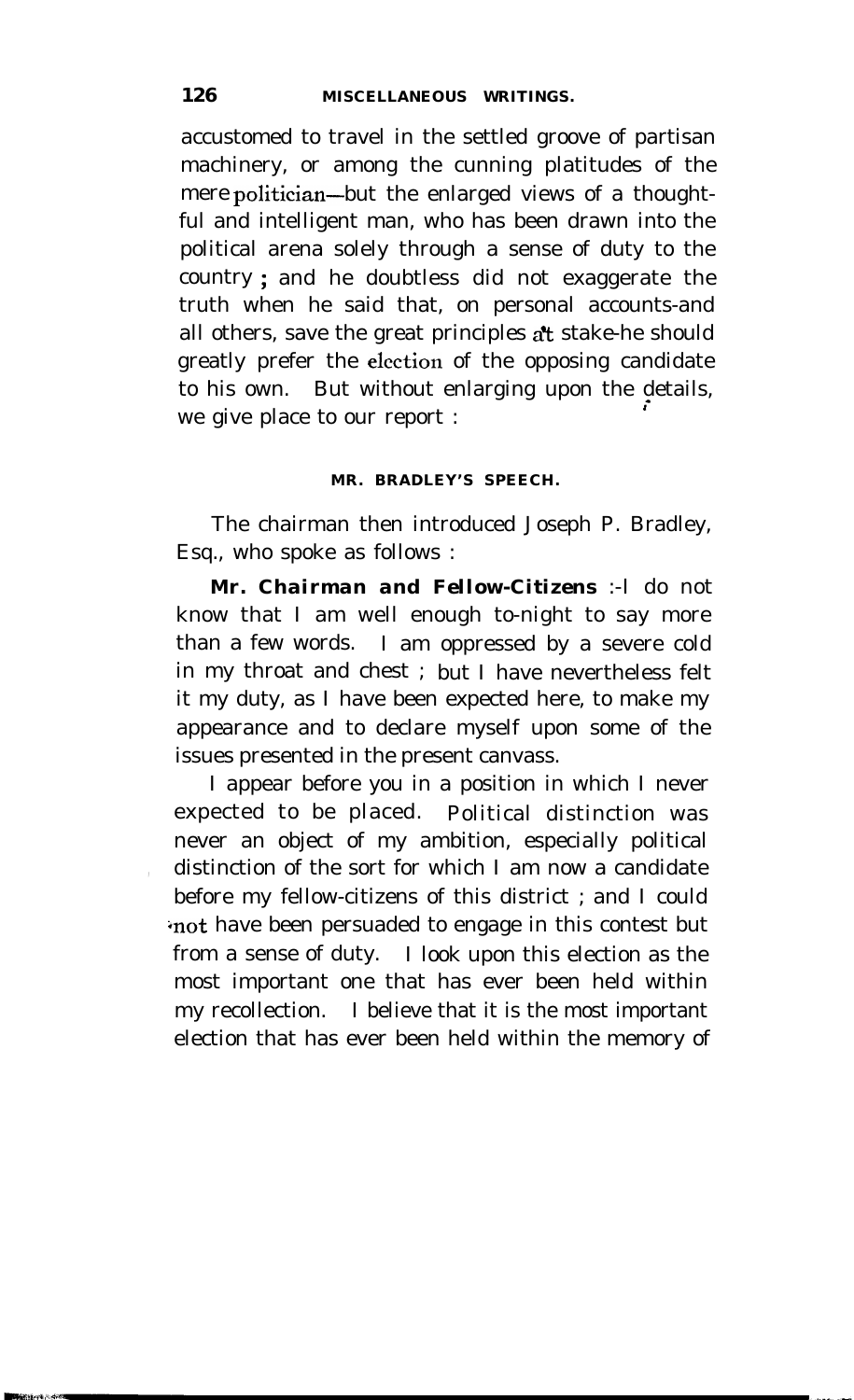accustomed to travel in the settled groove of partisan machinery, or among the cunning platitudes of the mere politician—but the enlarged views of a thoughtful and intelligent man, who has been drawn into the political arena solely through a sense of duty to the country ; and he doubtless did not exaggerate the truth when he said that, on personal accounts-and all others, save the great principles at stake-he should greatly prefer the election of the opposing candidate to his own. But without enlarging upon the details, we give place to our report :

#### MR. BRADLEY'S SPEECH.

The chairman then introduced Joseph P. Bradley, Esq., who spoke as follows :

**Mr. Chairman and Fellow-Citizens** :-I do not know that I am well enough to-night to say more than a few words. I am oppressed by a severe cold in my throat and chest ; but I have nevertheless felt it my duty, as I have been expected here, to make my appearance and to declare myself upon some of the issues presented in the present canvass.

I appear before you in a position in which I never expected to be placed. Political distinction was never an object of my ambition, especially political distinction of the sort for which I am now a candidate before my fellow-citizens of this district ; and I could not have been persuaded to engage in this contest but from a sense of duty. I look upon this election as the most important one that has ever been held within my recollection. I believe that it is the most important election that has ever been held within the memory of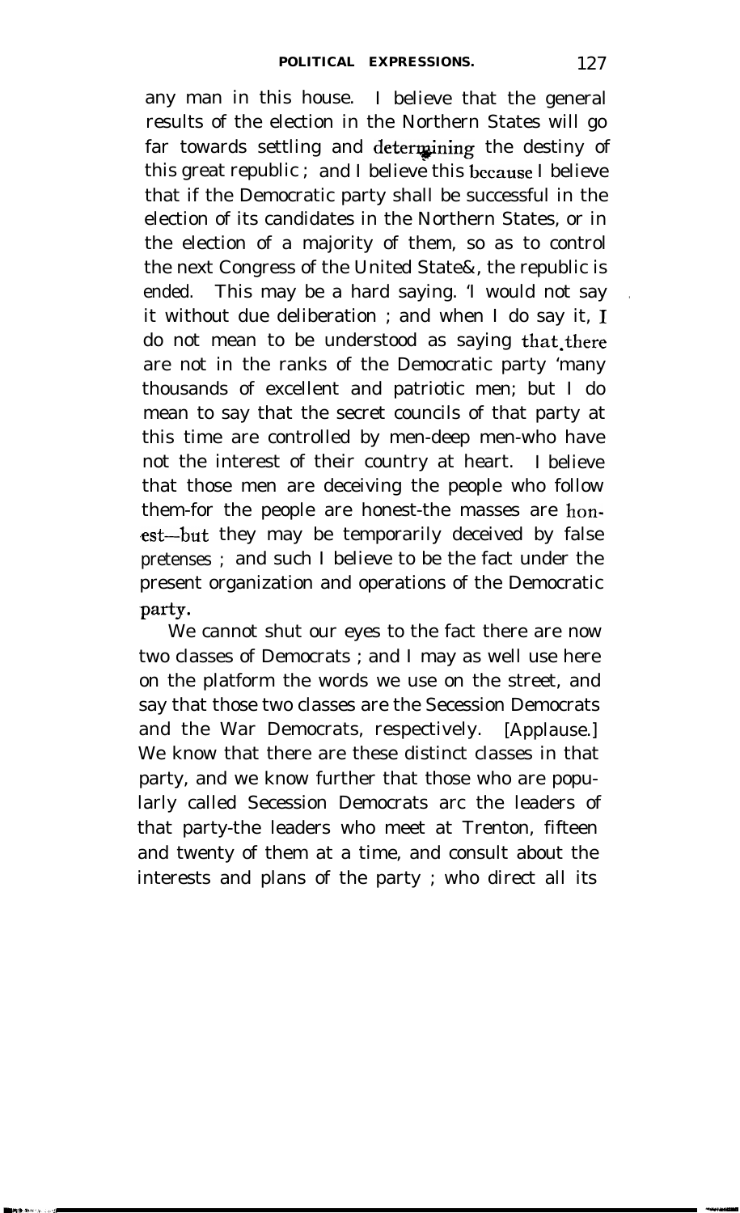any man in this house. I believe that the general results of the election in the Northern States will go far towards settling and determining the destiny of this great republic ; and I believe this because I believe that if the Democratic party shall be successful in the election of its candidates in the Northern States, or in the election of a majority of them, so as to control the next Congress of the United State&, the republic is ended. This may be a hard saying. 'I would not say it without due deliberation ; and when I do say it, I do not mean to be understood as saying that there are not in the ranks of the Democratic party 'many thousands of excellent and patriotic men; but I do mean to say that the secret councils of that party at this time are controlled by men-deep men-who have not the interest of their country at heart. I believe that those men are deceiving the people who follow them-for the people are honest-the masses are honest—but they may be temporarily deceived by false pretenses ; and such I believe to be the fact under the present organization and operations of the Democratic party.

We cannot shut our eyes to the fact there are now two classes of Democrats ; and I may as well use here on the platform the words we use on the street, and say that those two classes are the Secession Democrats and the War Democrats, respectively. [Applause.] We know that there are these distinct classes in that party, and we know further that those who are popularly called Secession Democrats arc the leaders of that party-the leaders who meet at Trenton, fifteen and twenty of them at a time, and consult about the interests and plans of the party ; who direct all its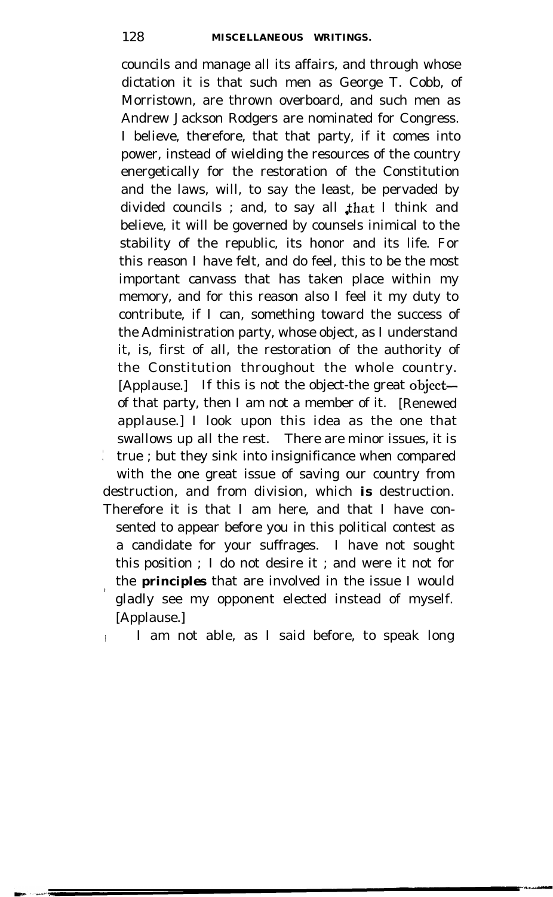councils and manage all its affairs, and through whose dictation it is that such men as George T. Cobb, of Morristown, are thrown overboard, and such men as Andrew Jackson Rodgers are nominated for Congress. I believe, therefore, that that party, if it comes into power, instead of wielding the resources of the country energetically for the restoration of the Constitution and the laws, will, to say the least, be pervaded by divided councils ; and, to say all that I think and believe, it will be governed by counsels inimical to the stability of the republic, its honor and its life. For this reason I have felt, and do feel, this to be the most important canvass that has taken place within my memory, and for this reason also I feel it my duty to contribute, if I can, something toward the success of the Administration party, whose object, as I understand it, is, first of all, the restoration of the authority of the Constitution throughout the whole country. [Applause.] If this is not the object-the great object—of that party, then I am not a member of it. [Renewed applause.] I look upon this idea as the one that swallows up all the rest. There are minor issues, it is true ; but they sink into insignificance when compared with the one great issue of saving our country from destruction, and from division, which **is** destruction. Therefore it is that I am here, and that I have consented to appear before you in this political contest as a candidate for your suffrages. I have not sought this position ; I do not desire it ; and were it not for the ***principles*** that are involved in the issue I would gladly see my opponent elected instead of myself. [Applause.]

I am not able, as I said before, to speak long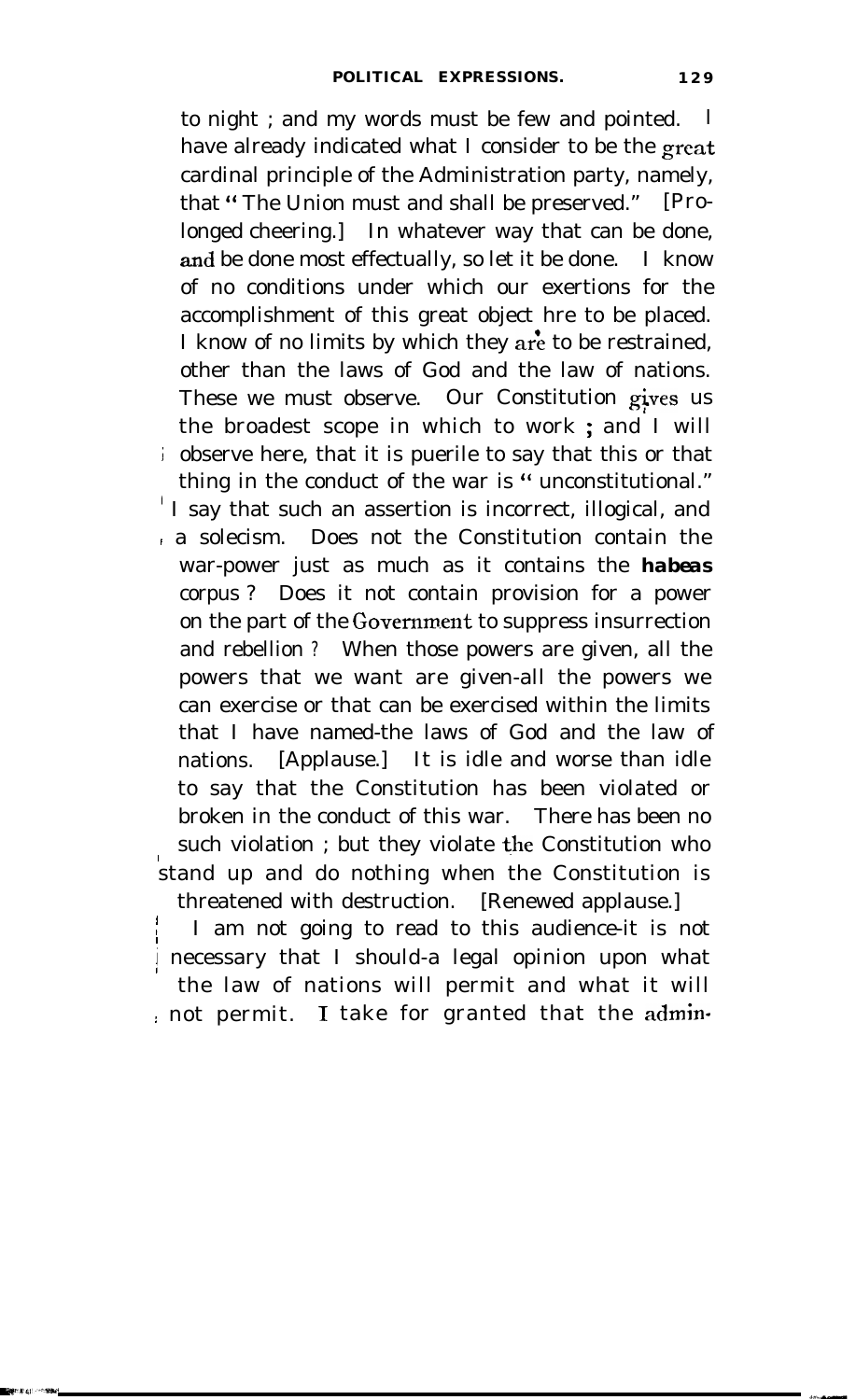to night ; and my words must be few and pointed. I have already indicated what I consider to be the great cardinal principle of the Administration party, namely, that "The Union must and shall be preserved." [Prolonged cheering.] In whatever way that can be done, and be done most effectually, so let it be done. I know of no conditions under which our exertions for the accomplishment of this great object hre to be placed. I know of no limits by which they are to be restrained, other than the laws of God and the law of nations. These we must observe. Our Constitution gives us the broadest scope in which to work ; and I will observe here, that it is puerile to say that this or that thing in the conduct of the war is "unconstitutional." I say that such an assertion is incorrect, illogical, and a solecism. Does not the Constitution contain the war-power just as much as it contains the *habeas* corpus ? Does it not contain provision for a power on the part of the Government to suppress insurrection and rebellion ? When those powers are given, all the powers that we want are given-all the powers we can exercise or that can be exercised within the limits that I have named-the laws of God and the law of nations. [Applause.] It is idle and worse than idle to say that the Constitution has been violated or broken in the conduct of this war. There has been no such violation ; but they violate the Constitution who stand up and do nothing when the Constitution is threatened with destruction. [Renewed applause.]

I am not going to read to this audience-it is not necessary that I should-a legal opinion upon what the law of nations will permit and what it will not permit. I take for granted that the admin-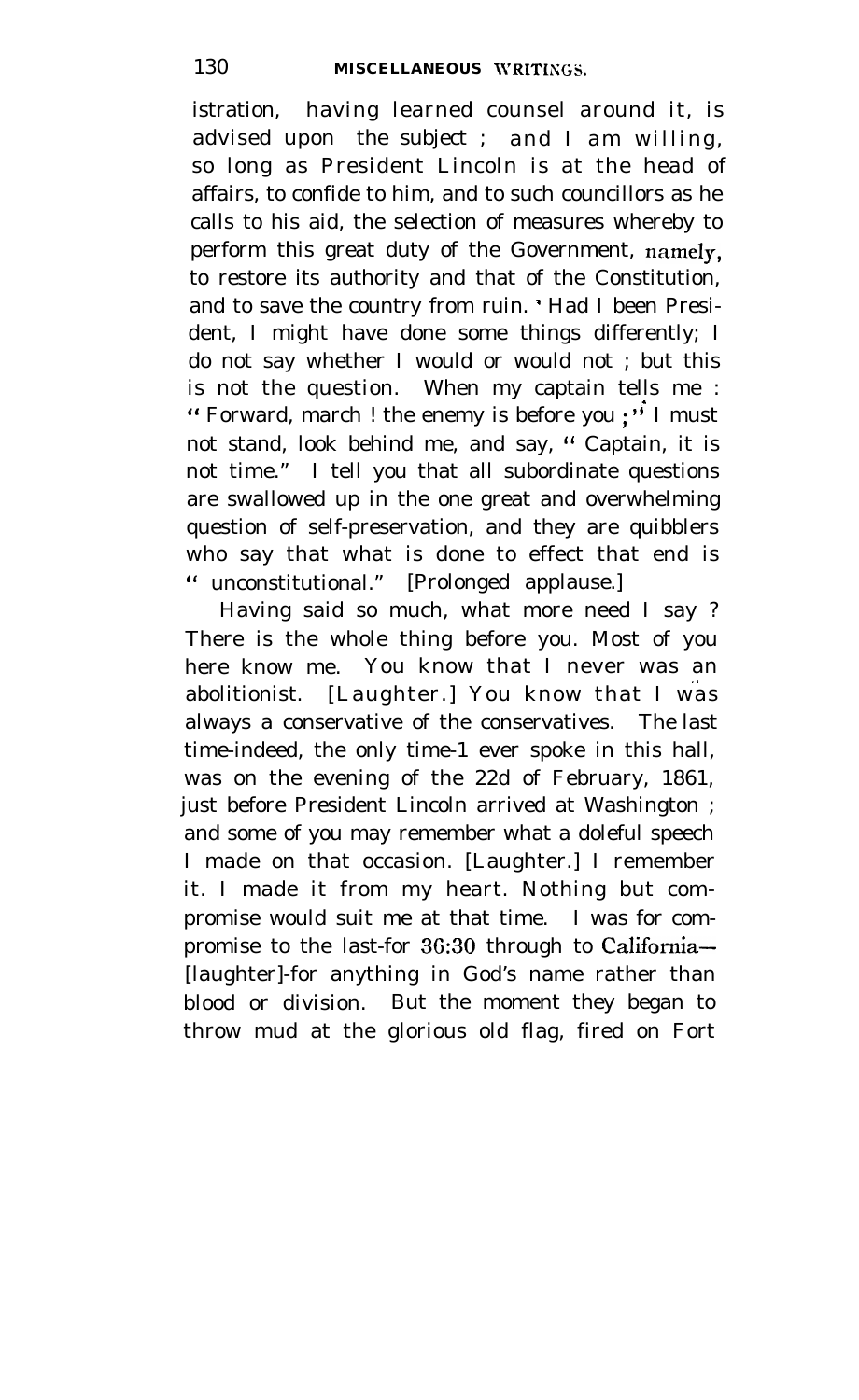istration, having learned counsel around it, is advised upon the subject ; and I am willing, so long as President Lincoln is at the head of affairs, to confide to him, and to such councillors as he calls to his aid, the selection of measures whereby to perform this great duty of the Government, namely, to restore its authority and that of the Constitution, and to save the country from ruin. Had I been President, I might have done some things differently; I do not say whether I would or would not ; but this is not the question. When my captain tells me : "Forward, march ! the enemy is before you ;" I must not stand, look behind me, and say, "Captain, it is not time." I tell you that all subordinate questions are swallowed up in the one great and overwhelming question of self-preservation, and they are quibblers who say that what is done to effect that end is "unconstitutional." [Prolonged applause.]

Having said so much, what more need I say ? There is the whole thing before you. Most of you here know me. You know that I never was an abolitionist. [Laughter.] You know that I was always a conservative of the conservatives. The last time—indeed, the only time—I ever spoke in this hall, was on the evening of the 22d of February, 1861, just before President Lincoln arrived at Washington ; and some of you may remember what a doleful speech I made on that occasion. [Laughter.] I remember it. I made it from my heart. Nothing but compromise would suit me at that time. I was for compromise to the last—for 36:30 through to California—[laughter]—for anything in God's name rather than blood or division. But the moment they began to throw mud at the glorious old flag, fired on Fort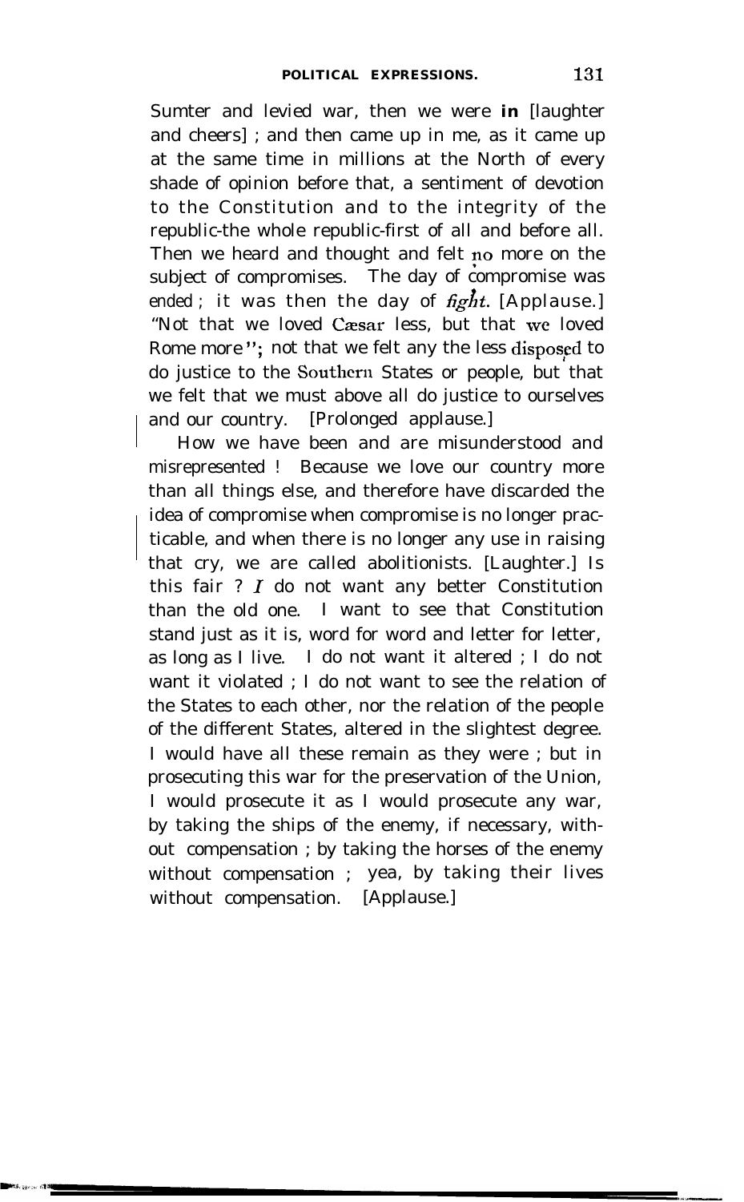Sumter and levied war, then we were **in** [laughter and cheers] ; and then came up in me, as it came up at the same time in millions at the North of every shade of opinion before that, a sentiment of devotion to the Constitution and to the integrity of the republic-the whole republic-first of all and before all. Then we heard and thought and felt no more on the subject of compromises. The day of compromise was ended ; it was then the day of *fight*. [Applause.] "Not that we loved Cæsar less, but that we loved Rome more"; not that we felt any the less disposed to do justice to the Southern States or people, but that we felt that we must above all do justice to ourselves and our country. [Prolonged applause.]

How we have been and are misunderstood and misrepresented ! Because we love our country more than all things else, and therefore have discarded the idea of compromise when compromise is no longer practicable, and when there is no longer any use in raising that cry, we are called abolitionists. [Laughter.] Is this fair ? *I* do not want any better Constitution than the old one. I want to see that Constitution stand just as it is, word for word and letter for letter, as long as I live. I do not want it altered ; I do not want it violated ; I do not want to see the relation of the States to each other, nor the relation of the people of the different States, altered in the slightest degree. I would have all these remain as they were ; but in prosecuting this war for the preservation of the Union, I would prosecute it as I would prosecute any war, by taking the ships of the enemy, if necessary, without compensation ; by taking the horses of the enemy without compensation ; yea, by taking their lives without compensation. [Applause.]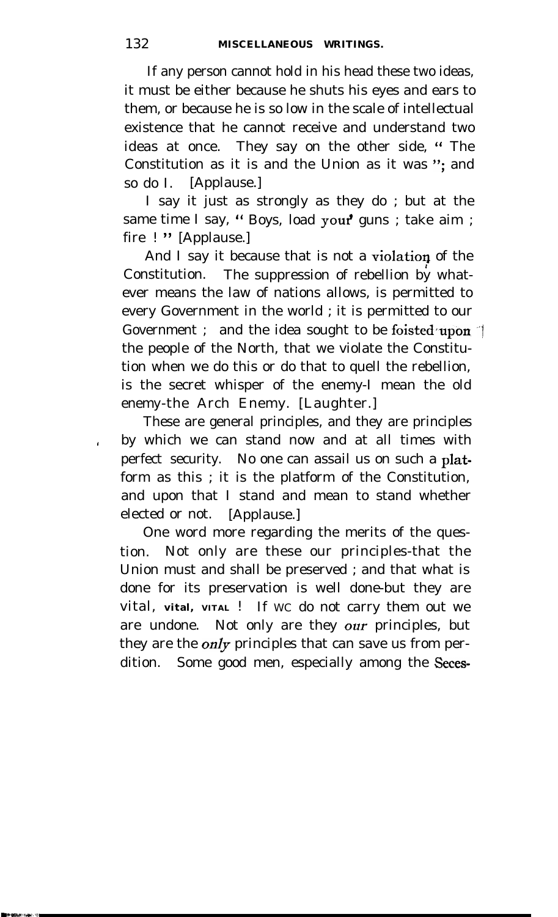If any person cannot hold in his head these two ideas, it must be either because he shuts his eyes and ears to them, or because he is so low in the scale of intellectual existence that he cannot receive and understand two ideas at once. They say on the other side, "The Constitution as it is and the Union as it was"; and so do I. [Applause.]

I say it just as strongly as they do ; but at the same time I say, "Boys, load your guns ; take aim ; fire !" [Applause.]

And I say it because that is not a violation of the Constitution. The suppression of rebellion by whatever means the law of nations allows, is permitted to every Government in the world ; it is permitted to our Government ; and the idea sought to be foisted upon the people of the North, that we violate the Constitution when we do this or do that to quell the rebellion, is the secret whisper of the enemy-I mean the old enemy-the Arch Enemy. [Laughter.]

These are general principles, and they are principles by which we can stand now and at all times with perfect security. No one can assail us on such a platform as this ; it is the platform of the Constitution, and upon that I stand and mean to stand whether elected or not. [Applause.]

One word more regarding the merits of the question. Not only are these our principles-that the Union must and shall be preserved ; and that what is done for its preservation is well done-but they are vital, **vital, VITAL** ! If we do not carry them out we are undone. Not only are they *our* principles, but they are the *only* principles that can save us from perdition. Some good men, especially among the Seces-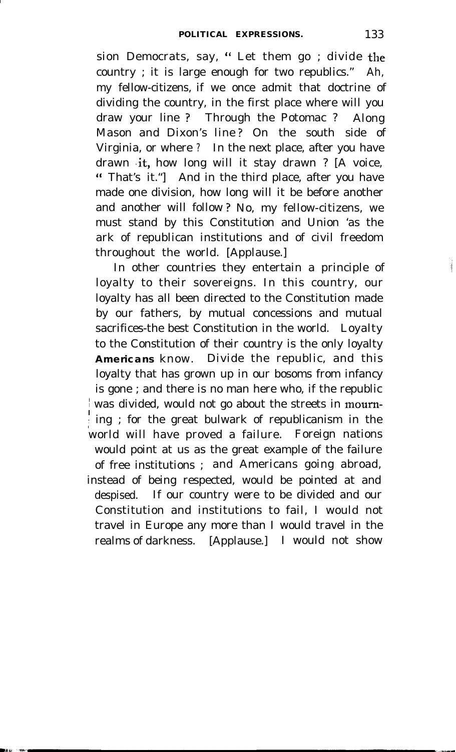sion Democrats, say, " Let them go ; divide the country ; it is large enough for two republics." Ah, my fellow-citizens, if we once admit that doctrine of dividing the country, in the first place where will you draw your line ? Through the Potomac ? Along Mason and Dixon's line ? On the south side of Virginia, or where ? In the next place, after you have drawn it, how long will it stay drawn ? [A voice, " That's it."] And in the third place, after you have made one division, how long will it be before another and another will follow ? No, my fellow-citizens, we must stand by this Constitution and Union as the ark of republican institutions and of civil freedom throughout the world. [Applause.]

In other countries they entertain a principle of loyalty to their sovereigns. In this country, our loyalty has all been directed to the Constitution made by our fathers, by mutual concessions and mutual sacrifices-the best Constitution in the world. Loyalty to the Constitution of their country is the only loyalty **Americans** know. Divide the republic, and this loyalty that has grown up in our bosoms from infancy is gone ; and there is no man here who, if the republic was divided, would not go about the streets in mourning ; for the great bulwark of republicanism in the world will have proved a failure. Foreign nations would point at us as the great example of the failure of free institutions ; and Americans going abroad, instead of being respected, would be pointed at and despised. If our country were to be divided and our Constitution and institutions to fail, I would not travel in Europe any more than I would travel in the realms of darkness. [Applause.] I would not show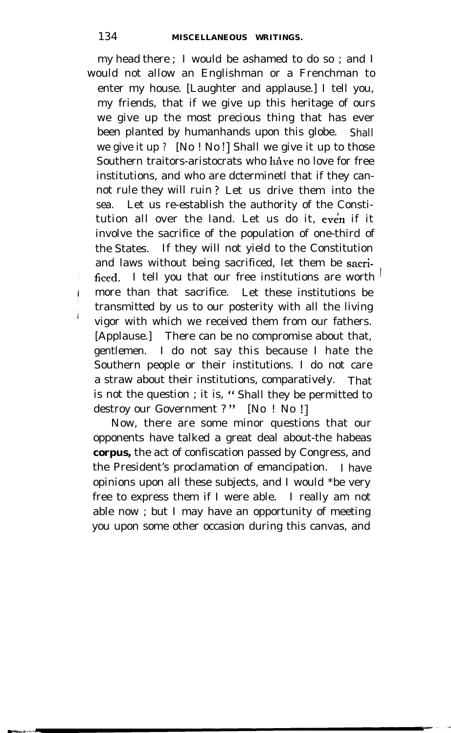my head there ; I would be ashamed to do so ; and I would not allow an Englishman or a Frenchman to enter my house. [Laughter and applause.] I tell you, my friends, that if we give up this heritage of ours we give up the most precious thing that has ever been planted by humanhands upon this globe. Shall we give it up ? [No ! No !] Shall we give it up to those Southern traitors-aristocrats who have no love for free institutions, and who are dcterminetl that if they cannot rule they will ruin ? Let us drive them into the sea. Let us re-establish the authority of the Constitution all over the land. Let us do it, even if it involve the sacrifice of the population of one-third of the States. If they will not yield to the Constitution and laws without being sacrificed, let them be sacrificed. I tell you that our free institutions are worth more than that sacrifice. Let these institutions be transmitted by us to our posterity with all the living vigor with which we received them from our fathers. [Applause.] There can be no compromise about that, gentlemen. I do not say this because I hate the Southern people or their institutions. I do not care a straw about their institutions, comparatively. That is not the question ; it is, "Shall they be permitted to destroy our Government ?" [No ! No !]

Now, there are some minor questions that our opponents have talked a great deal about-the habeas **corpus,** the act of confiscation passed by Congress, and the President's proclamation of emancipation. I have opinions upon all these subjects, and I would *be very free to express them if I were able. I really am not able now ; but I may have an opportunity of meeting you upon some other occasion during this canvas, and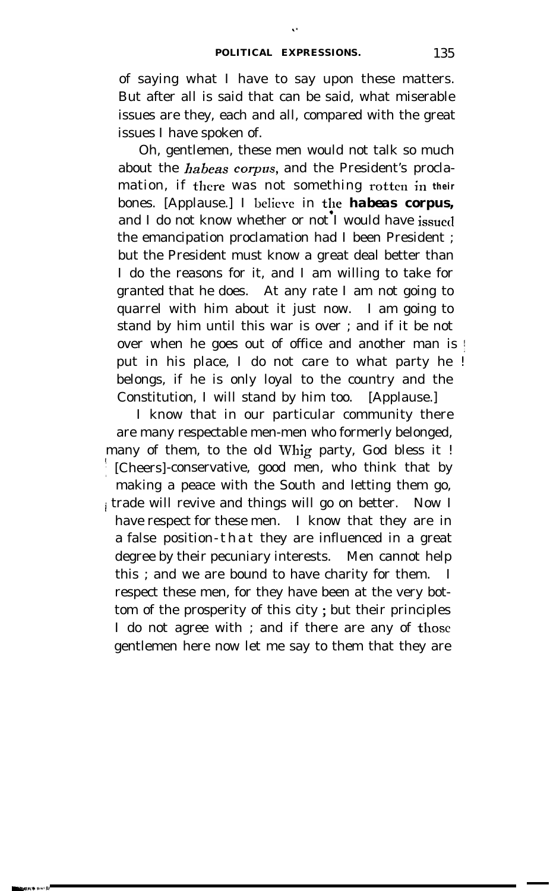of saying what I have to say upon these matters. But after all is said that can be said, what miserable issues are they, each and all, compared with the great issues I have spoken of.

Oh, gentlemen, these men would not talk so much about the *habeas corpus*, and the President's proclamation, if there was not something rotten in their bones. [Applause.] I believe in the *habeas corpus*, and I do not know whether or not I would have issued the emancipation proclamation had I been President ; but the President must know a great deal better than I do the reasons for it, and I am willing to take for granted that he does. At any rate I am not going to quarrel with him about it just now. I am going to stand by him until this war is over ; and if it be not over when he goes out of office and another man is put in his place, I do not care to what party he belongs, if he is only loyal to the country and the Constitution, I will stand by him too. [Applause.]

I know that in our particular community there are many respectable men-men who formerly belonged, many of them, to the old Whig party, God bless it ! [Cheers]-conservative, good men, who think that by making a peace with the South and letting them go, trade will revive and things will go on better. Now I have respect for these men. I know that they are in a false position-that they are influenced in a great degree by their pecuniary interests. Men cannot help this ; and we are bound to have charity for them. I respect these men, for they have been at the very bottom of the prosperity of this city ; but their principles I do not agree with ; and if there are any of those gentlemen here now let me say to them that they are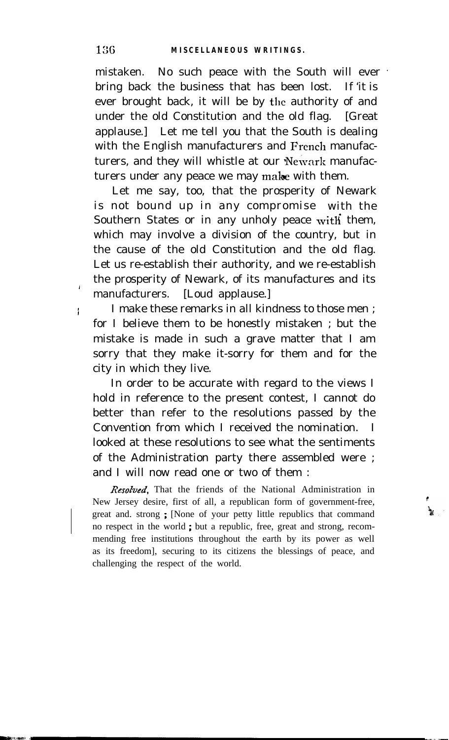mistaken. No such peace with the South will ever bring back the business that has been lost. If it is ever brought back, it will be by the authority of and under the old Constitution and the old flag. [Great applause.] Let me tell you that the South is dealing with the English manufacturers and French manufacturers, and they will whistle at our Newark manufacturers under any peace we may make with them.

Let me say, too, that the prosperity of Newark is not bound up in any compromise with the Southern States or in any unholy peace with them, which may involve a division of the country, but in the cause of the old Constitution and the old flag. Let us re-establish their authority, and we re-establish the prosperity of Newark, of its manufactures and its manufacturers. [Loud applause.]

I make these remarks in all kindness to those men ; for I believe them to be honestly mistaken ; but the mistake is made in such a grave matter that I am sorry that they make it-sorry for them and for the city in which they live.

In order to be accurate with regard to the views I hold in reference to the present contest, I cannot do better than refer to the resolutions passed by the Convention from which I received the nomination. I looked at these resolutions to see what the sentiments of the Administration party there assembled were ; and I will now read one or two of them :

*Resolved*, That the friends of the National Administration in New Jersey desire, first of all, a republican form of government-free, great and. strong ; [None of your petty little republics that command no respect in the world ; but a republic, free, great and strong, recommending free institutions throughout the earth by its power as well as its freedom], securing to its citizens the blessings of peace, and challenging the respect of the world.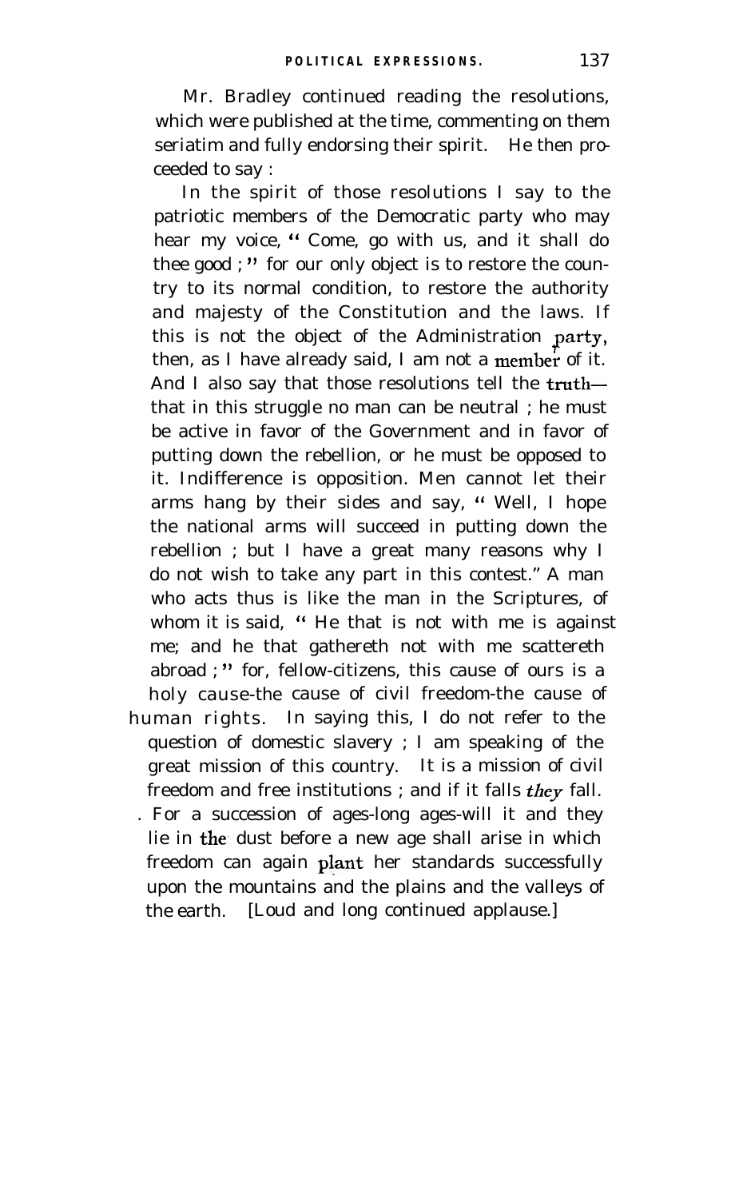Mr. Bradley continued reading the resolutions, which were published at the time, commenting on them seriatim and fully endorsing their spirit. He then proceeded to say :

In the spirit of those resolutions I say to the patriotic members of the Democratic party who may hear my voice, " Come, go with us, and it shall do thee good ; " for our only object is to restore the country to its normal condition, to restore the authority and majesty of the Constitution and the laws. If this is not the object of the Administration party, then, as I have already said, I am not a member of it. And I also say that those resolutions tell the truth—that in this struggle no man can be neutral ; he must be active in favor of the Government and in favor of putting down the rebellion, or he must be opposed to it. Indifference is opposition. Men cannot let their arms hang by their sides and say, " Well, I hope the national arms will succeed in putting down the rebellion ; but I have a great many reasons why I do not wish to take any part in this contest." A man who acts thus is like the man in the Scriptures, of whom it is said, " He that is not with me is against me; and he that gathereth not with me scattereth abroad ; " for, fellow-citizens, this cause of ours is a holy cause-the cause of civil freedom-the cause of human rights. In saying this, I do not refer to the question of domestic slavery ; I am speaking of the great mission of this country. It is a mission of civil freedom and free institutions ; and if it falls *they* fall. For a succession of ages-long ages-will it and they lie in the dust before a new age shall arise in which freedom can again plant her standards successfully upon the mountains and the plains and the valleys of the earth. [Loud and long continued applause.]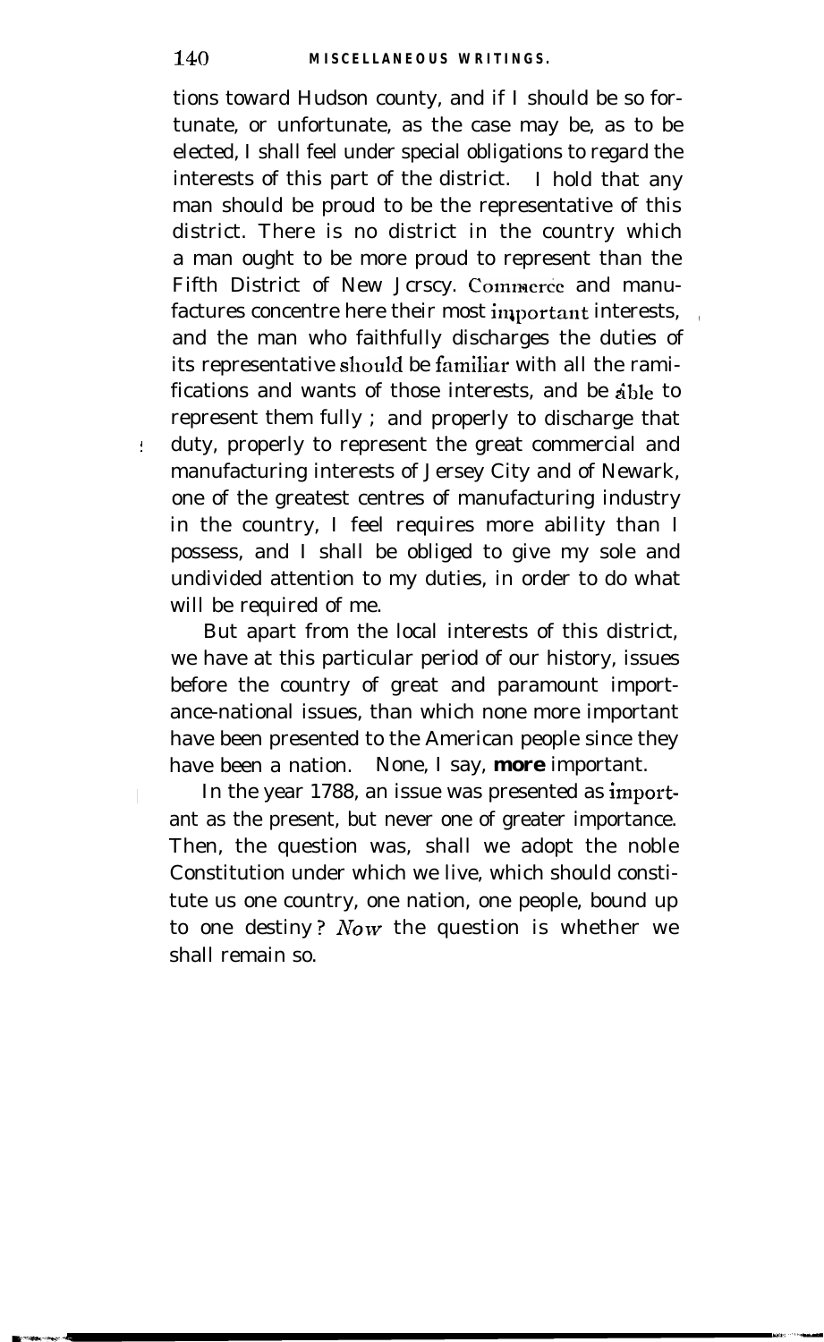tions toward Hudson county, and if I should be so fortunate, or unfortunate, as the case may be, as to be elected, I shall feel under special obligations to regard the interests of this part of the district. I hold that any man should be proud to be the representative of this district. There is no district in the country which a man ought to be more proud to represent than the Fifth District of New Jersey. Commerce and manufactures concentre here their most important interests, and the man who faithfully discharges the duties of its representative should be familiar with all the ramifications and wants of those interests, and be able to represent them fully ; and properly to discharge that duty, properly to represent the great commercial and manufacturing interests of Jersey City and of Newark, one of the greatest centres of manufacturing industry in the country, I feel requires more ability than I possess, and I shall be obliged to give my sole and undivided attention to my duties, in order to do what will be required of me.

But apart from the local interests of this district, we have at this particular period of our history, issues before the country of great and paramount importance-national issues, than which none more important have been presented to the American people since they have been a nation. None, I say, **more** important.

In the year 1788, an issue was presented as important as the present, but never one of greater importance. Then, the question was, shall we adopt the noble Constitution under which we live, which should constitute us one country, one nation, one people, bound up to one destiny? *Now* the question is whether we shall remain so.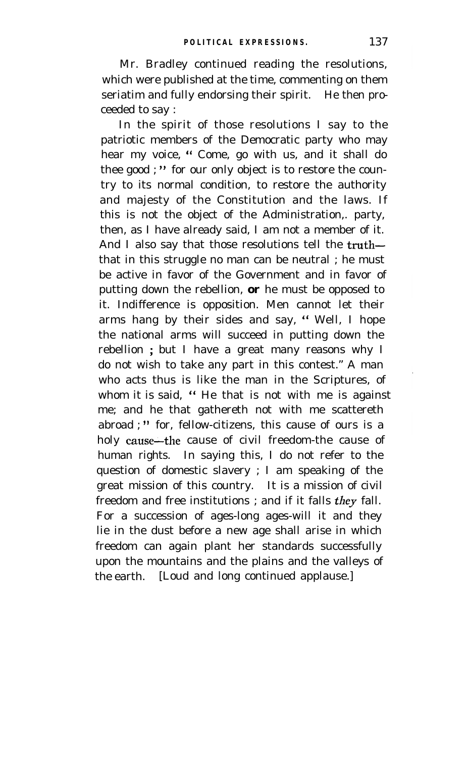Mr. Bradley continued reading the resolutions, which were published at the time, commenting on them seriatim and fully endorsing their spirit. He then proceeded to say :

In the spirit of those resolutions I say to the patriotic members of the Democratic party who may hear my voice, " Come, go with us, and it shall do thee good ; " for our only object is to restore the country to its normal condition, to restore the authority and majesty of the Constitution and the laws. If this is not the object of the Administration,. party, then, as I have already said, I am not a member of it. And I also say that those resolutions tell the truth— that in this struggle no man can be neutral ; he must be active in favor of the Government and in favor of putting down the rebellion, **or** he must be opposed to it. Indifference is opposition. Men cannot let their arms hang by their sides and say, " Well, I hope the national arms will succeed in putting down the rebellion ; but I have a great many reasons why I do not wish to take any part in this contest." A man who acts thus is like the man in the Scriptures, of whom it is said, " He that is not with me is against me; and he that gathereth not with me scattereth abroad ; " for, fellow-citizens, this cause of ours is a holy cause—the cause of civil freedom-the cause of human rights. In saying this, I do not refer to the question of domestic slavery ; I am speaking of the great mission of this country. It is a mission of civil freedom and free institutions ; and if it falls *they* fall. For a succession of ages-long ages-will it and they lie in the dust before a new age shall arise in which freedom can again plant her standards successfully upon the mountains and the plains and the valleys of the earth. [Loud and long continued applause.]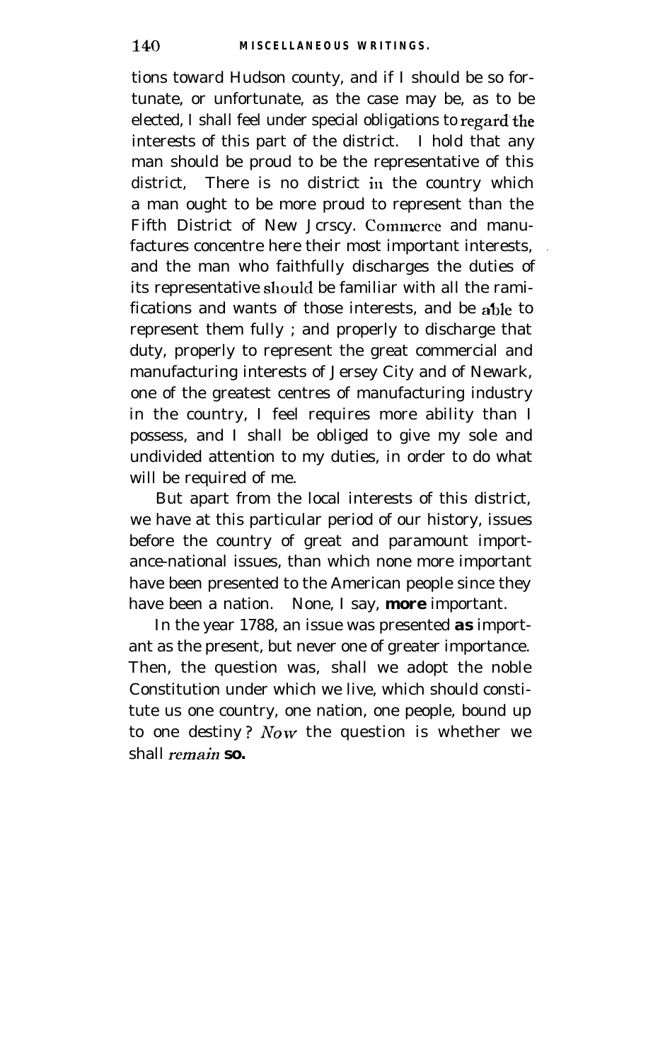tions toward Hudson county, and if I should be so fortunate, or unfortunate, as the case may be, as to be elected, I shall feel under special obligations to regard the interests of this part of the district. I hold that any man should be proud to be the representative of this district, There is no district in the country which a man ought to be more proud to represent than the Fifth District of New Jersey. Commerce and manufactures concentre here their most important interests, and the man who faithfully discharges the duties of its representative should be familiar with all the ramifications and wants of those interests, and be able to represent them fully ; and properly to discharge that duty, properly to represent the great commercial and manufacturing interests of Jersey City and of Newark, one of the greatest centres of manufacturing industry in the country, I feel requires more ability than I possess, and I shall be obliged to give my sole and undivided attention to my duties, in order to do what will be required of me.

But apart from the local interests of this district, we have at this particular period of our history, issues before the country of great and paramount importance-national issues, than which none more important have been presented to the American people since they have been a nation. None, I say, **more** important.

In the year 1788, an issue was presented **as** important as the present, but never one of greater importance. Then, the question was, shall we adopt the noble Constitution under which we live, which should constitute us one country, one nation, one people, bound up to one destiny? *Now* the question is whether we shall *remain* **so.**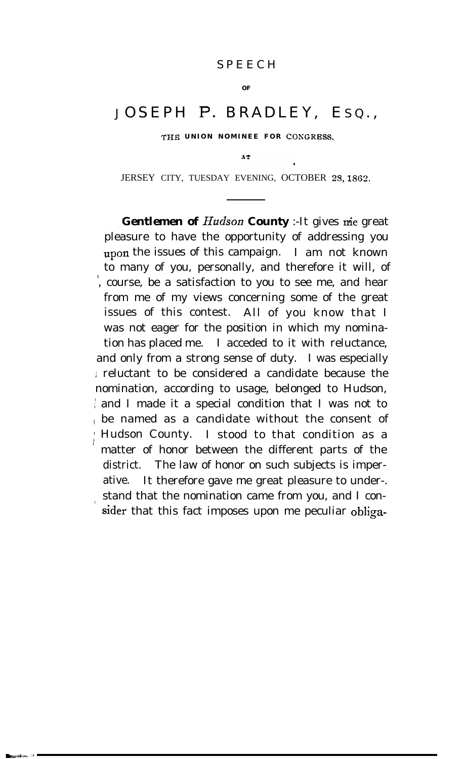# SPEECH

OF

# JOSEPH P. BRADLEY, ESQ.,

THE UNION NOMINEE FOR CONGRESS,

AT

JERSEY CITY, TUESDAY EVENING, OCTOBER 28, 1862.

---

**Gentlemen of *Hudson* County** :-It gives me great pleasure to have the opportunity of addressing you upon the issues of this campaign. I am not known to many of you, personally, and therefore it will, of course, be a satisfaction to you to see me, and hear from me of my views concerning some of the great issues of this contest. All of you know that I was not eager for the position in which my nomination has placed me. I acceded to it with reluctance, and only from a strong sense of duty. I was especially reluctant to be considered a candidate because the nomination, according to usage, belonged to Hudson, and I made it a special condition that I was not to be named as a candidate without the consent of Hudson County. I stood to that condition as a matter of honor between the different parts of the district. The law of honor on such subjects is imperative. It therefore gave me great pleasure to understand that the nomination came from you, and I consider that this fact imposes upon me peculiar obliga-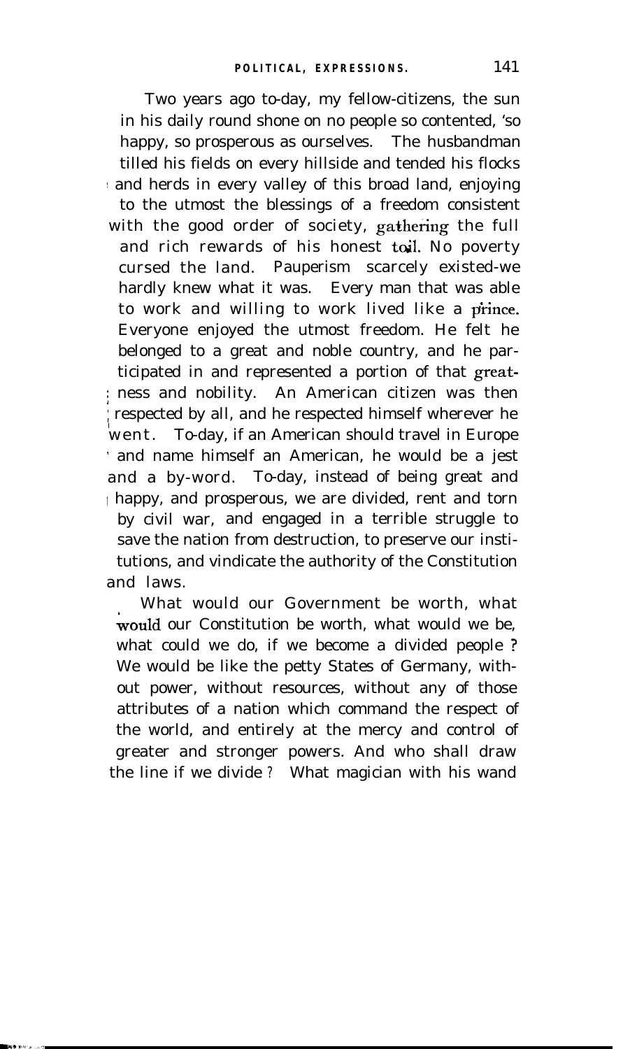Two years ago to-day, my fellow-citizens, the sun in his daily round shone on no people so contented, 'so happy, so prosperous as ourselves. The husbandman tilled his fields on every hillside and tended his flocks and herds in every valley of this broad land, enjoying to the utmost the blessings of a freedom consistent with the good order of society, gathering the full and rich rewards of his honest toil. No poverty cursed the land. Pauperism scarcely existed-we hardly knew what it was. Every man that was able to work and willing to work lived like a prince. Everyone enjoyed the utmost freedom. He felt he belonged to a great and noble country, and he participated in and represented a portion of that greatness and nobility. An American citizen was then respected by all, and he respected himself wherever he went. To-day, if an American should travel in Europe and name himself an American, he would be a jest and a by-word. To-day, instead of being great and happy, and prosperous, we are divided, rent and torn by civil war, and engaged in a terrible struggle to save the nation from destruction, to preserve our institutions, and vindicate the authority of the Constitution and laws.

What would our Government be worth, what would our Constitution be worth, what would we be, what could we do, if we become a divided people ? We would be like the petty States of Germany, without power, without resources, without any of those attributes of a nation which command the respect of the world, and entirely at the mercy and control of greater and stronger powers. And who shall draw the line if we divide ? What magician with his wand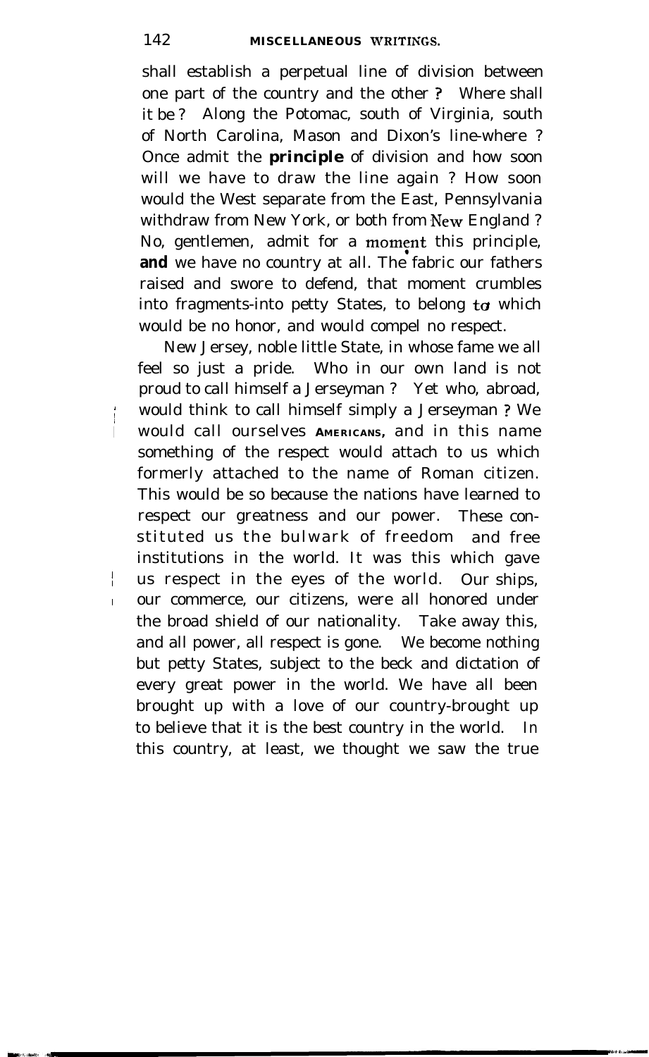shall establish a perpetual line of division between one part of the country and the other ? Where shall it be ? Along the Potomac, south of Virginia, south of North Carolina, Mason and Dixon's line-where ? Once admit the **principle** of division and how soon will we have to draw the line again ? How soon would the West separate from the East, Pennsylvania withdraw from New York, or both from New England ? No, gentlemen, admit for a moment this principle, **and** we have no country at all. The fabric our fathers raised and swore to defend, that moment crumbles into fragments-into petty States, to belong to which would be no honor, and would compel no respect.

New Jersey, noble little State, in whose fame we all feel so just a pride. Who in our own land is not proud to call himself a Jerseyman ? Yet who, abroad, would think to call himself simply a Jerseyman ? We would call ourselves **AMERICANS,** and in this name something of the respect would attach to us which formerly attached to the name of Roman citizen. This would be so because the nations have learned to respect our greatness and our power. These constituted us the bulwark of freedom and free institutions in the world. It was this which gave us respect in the eyes of the world. Our ships, our commerce, our citizens, were all honored under the broad shield of our nationality. Take away this, and all power, all respect is gone. We become nothing but petty States, subject to the beck and dictation of every great power in the world. We have all been brought up with a love of our country-brought up to believe that it is the best country in the world. In this country, at least, we thought we saw the true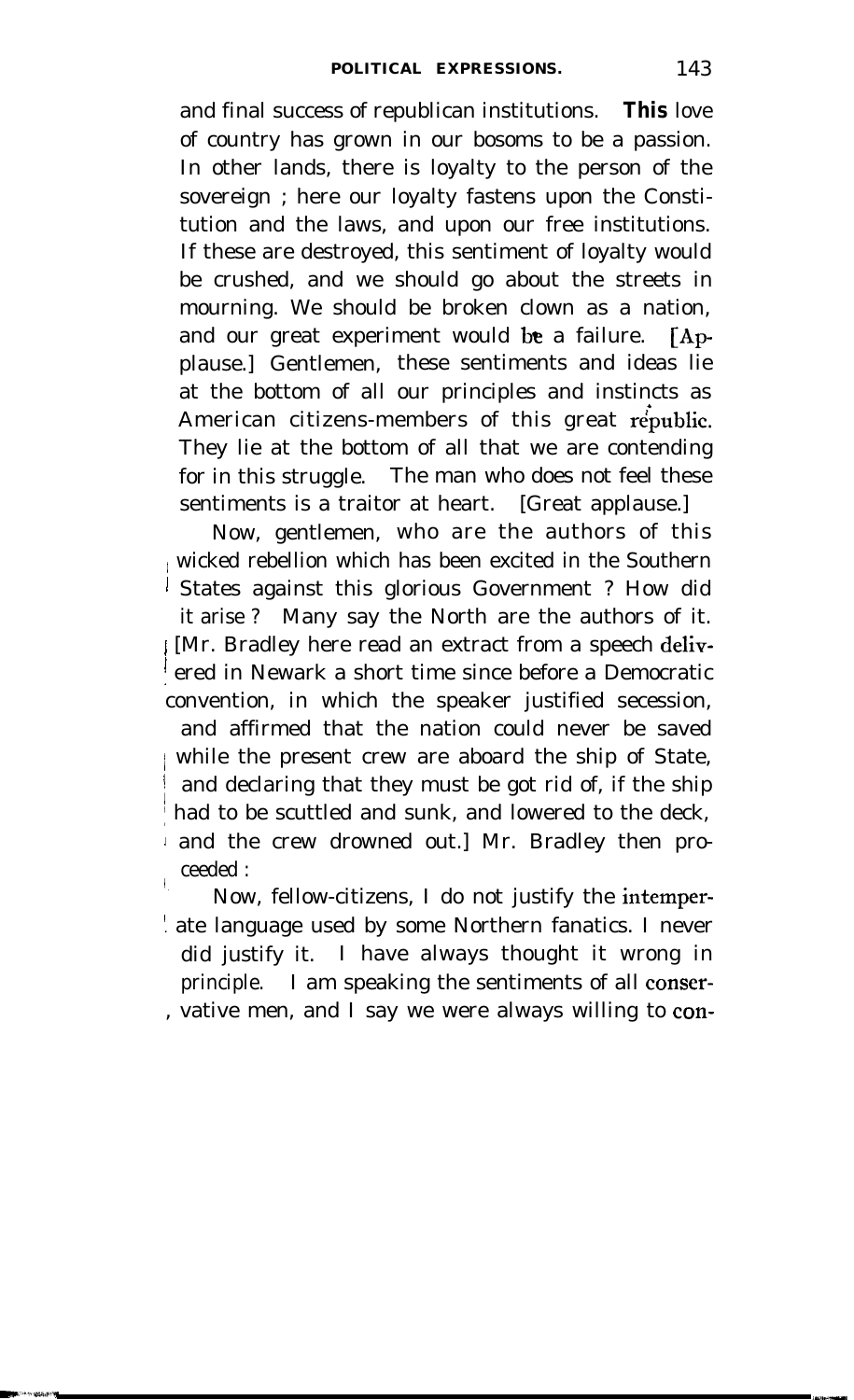and final success of republican institutions. **This** love of country has grown in our bosoms to be a passion. In other lands, there is loyalty to the person of the sovereign ; here our loyalty fastens upon the Constitution and the laws, and upon our free institutions. If these are destroyed, this sentiment of loyalty would be crushed, and we should go about the streets in mourning. We should be broken down as a nation, and our great experiment would be a failure. [Applause.] Gentlemen, these sentiments and ideas lie at the bottom of all our principles and instincts as American citizens-members of this great republic. They lie at the bottom of all that we are contending for in this struggle. The man who does not feel these sentiments is a traitor at heart. [Great applause.]

Now, gentlemen, who are the authors of this wicked rebellion which has been excited in the Southern States against this glorious Government ? How did it arise ? Many say the North are the authors of it. [Mr. Bradley here read an extract from a speech delivered in Newark a short time since before a Democratic convention, in which the speaker justified secession, and affirmed that the nation could never be saved while the present crew are aboard the ship of State, and declaring that they must be got rid of, if the ship had to be scuttled and sunk, and lowered to the deck, and the crew drowned out.] Mr. Bradley then proceeded :

Now, fellow-citizens, I do not justify the intemperate language used by some Northern fanatics. I never did justify it. I have always thought it wrong in principle. I am speaking the sentiments of all conservative men, and I say we were always willing to con-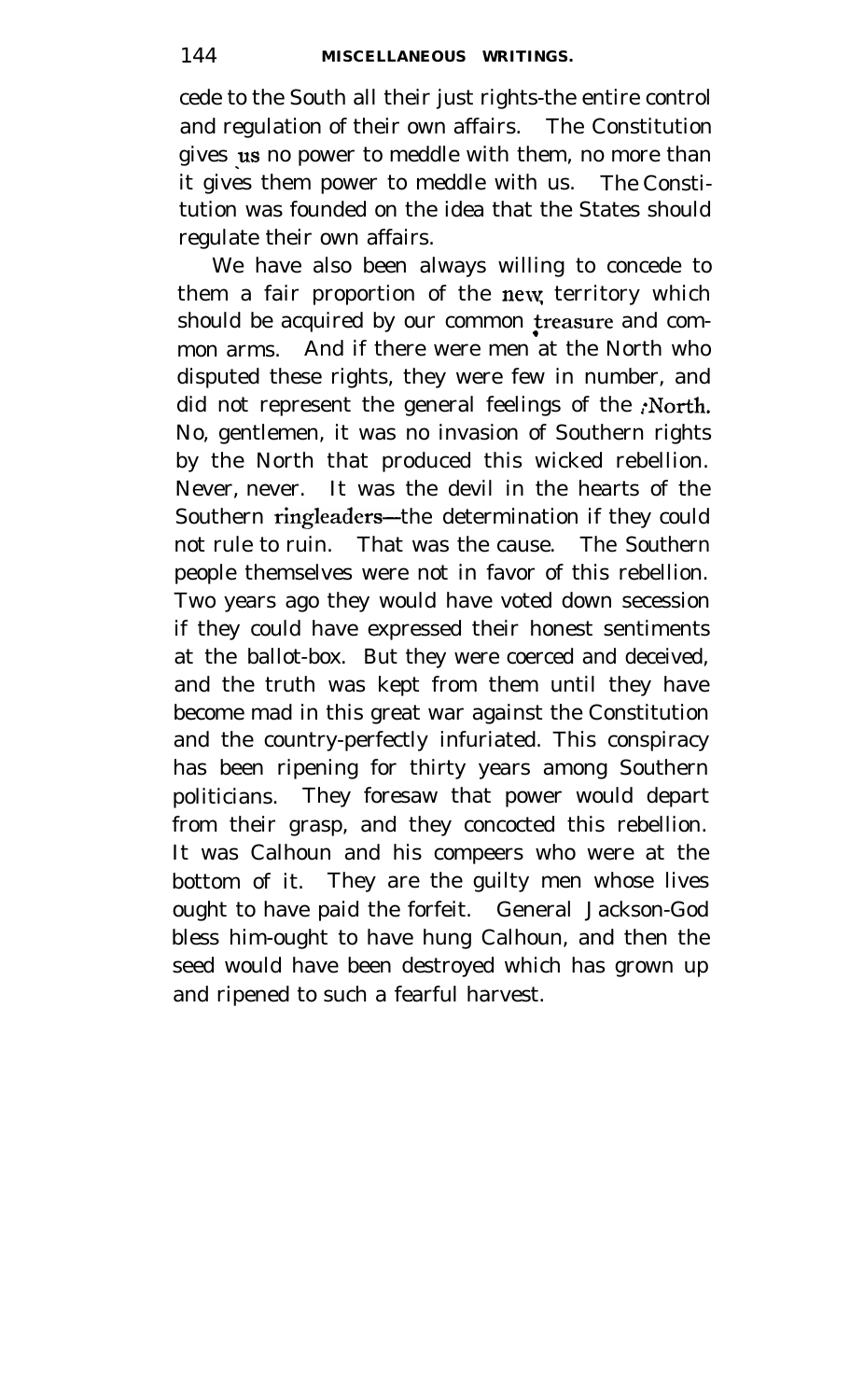cede to the South all their just rights-the entire control and regulation of their own affairs. The Constitution gives us no power to meddle with them, no more than it gives them power to meddle with us. The Constitution was founded on the idea that the States should regulate their own affairs.

We have also been always willing to concede to them a fair proportion of the new territory which should be acquired by our common treasure and common arms. And if there were men at the North who disputed these rights, they were few in number, and did not represent the general feelings of the North. No, gentlemen, it was no invasion of Southern rights by the North that produced this wicked rebellion. Never, never. It was the devil in the hearts of the Southern ringleaders—the determination if they could not rule to ruin. That was the cause. The Southern people themselves were not in favor of this rebellion. Two years ago they would have voted down secession if they could have expressed their honest sentiments at the ballot-box. But they were coerced and deceived, and the truth was kept from them until they have become mad in this great war against the Constitution and the country-perfectly infuriated. This conspiracy has been ripening for thirty years among Southern politicians. They foresaw that power would depart from their grasp, and they concocted this rebellion. It was Calhoun and his compeers who were at the bottom of it. They are the guilty men whose lives ought to have paid the forfeit. General Jackson-God bless him-ought to have hung Calhoun, and then the seed would have been destroyed which has grown up and ripened to such a fearful harvest.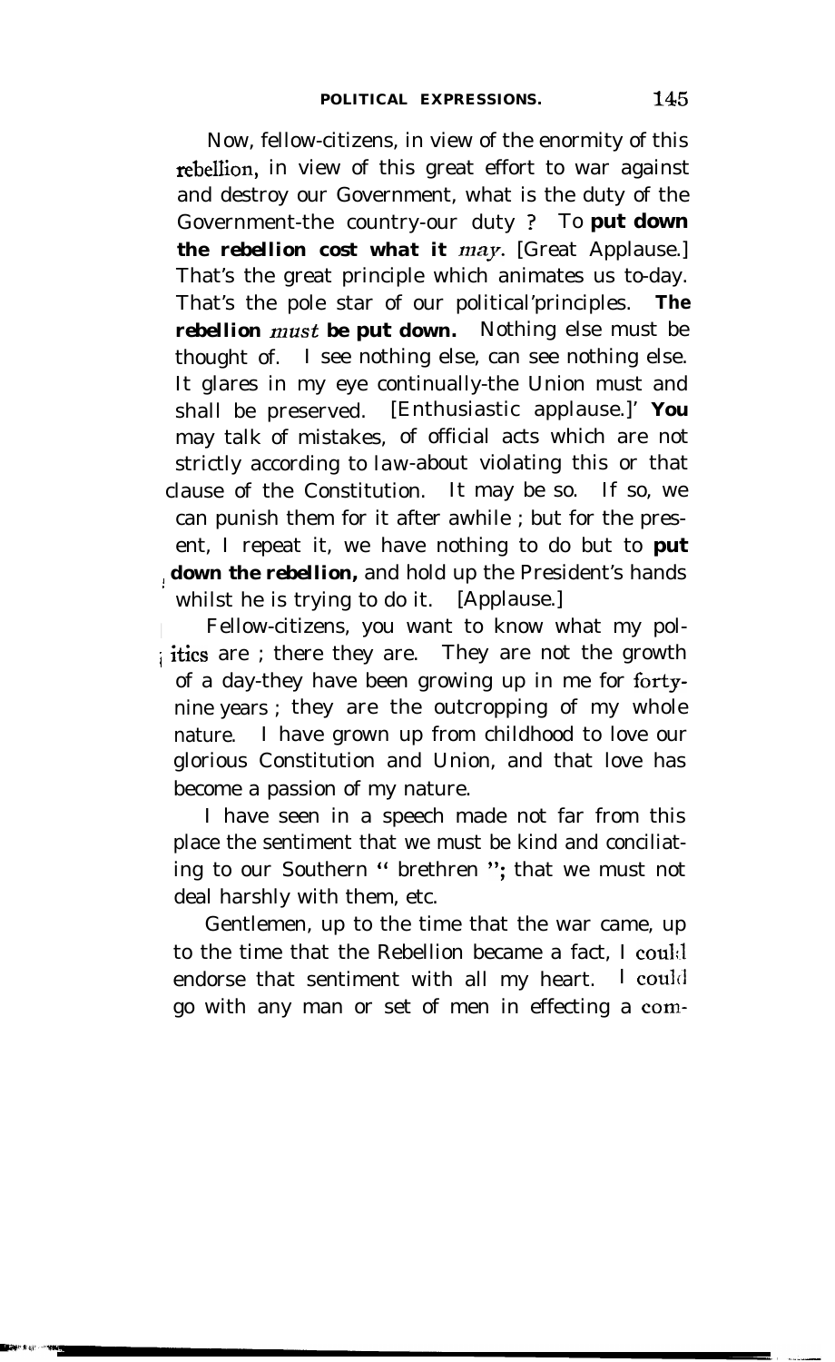Now, fellow-citizens, in view of the enormity of this rebellion, in view of this great effort to war against and destroy our Government, what is the duty of the Government-the country-our duty ? To **put down the rebellion cost what it** *may*. [Great Applause.] That's the great principle which animates us to-day. That's the pole star of our political principles. **The rebellion** *must* **be put down.** Nothing else must be thought of. I see nothing else, can see nothing else. It glares in my eye continually-the Union must and shall be preserved. [Enthusiastic applause.]' **You** may talk of mistakes, of official acts which are not strictly according to law-about violating this or that clause of the Constitution. It may be so. If so, we can punish them for it after awhile ; but for the present, I repeat it, we have nothing to do but to **put down the rebellion,** and hold up the President's hands whilst he is trying to do it. [Applause.]

Fellow-citizens, you want to know what my politics are ; there they are. They are not the growth of a day-they have been growing up in me for forty-nine years ; they are the outcropping of my whole nature. I have grown up from childhood to love our glorious Constitution and Union, and that love has become a passion of my nature.

I have seen in a speech made not far from this place the sentiment that we must be kind and conciliating to our Southern " brethren "; that we must not deal harshly with them, etc.

Gentlemen, up to the time that the war came, up to the time that the Rebellion became a fact, I could endorse that sentiment with all my heart. I could go with any man or set of men in effecting a com-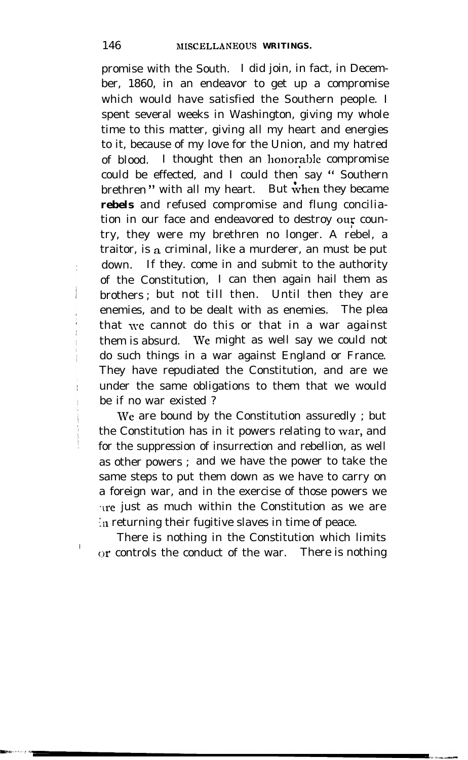promise with the South. I did join, in fact, in December, 1860, in an endeavor to get up a compromise which would have satisfied the Southern people. I spent several weeks in Washington, giving my whole time to this matter, giving all my heart and energies to it, because of my love for the Union, and my hatred of blood. I thought then an honorable compromise could be effected, and I could then say " Southern brethren " with all my heart. But when they became **rebels** and refused compromise and flung conciliation in our face and endeavored to destroy our country, they were my brethren no longer. A rebel, a traitor, is a criminal, like a murderer, an must be put down. If they. come in and submit to the authority of the Constitution, I can then again hail them as brothers ; but not till then. Until then they are enemies, and to be dealt with as enemies. The plea that we cannot do this or that in a war against them is absurd. We might as well say we could not do such things in a war against England or France. They have repudiated the Constitution, and are we under the same obligations to them that we would be if no war existed ?

We are bound by the Constitution assuredly ; but the Constitution has in it powers relating to war, and for the suppression of insurrection and rebellion, as well as other powers ; and we have the power to take the same steps to put them down as we have to carry on a foreign war, and in the exercise of those powers we are just as much within the Constitution as we are in returning their fugitive slaves in time of peace.

There is nothing in the Constitution which limits or controls the conduct of the war. There is nothing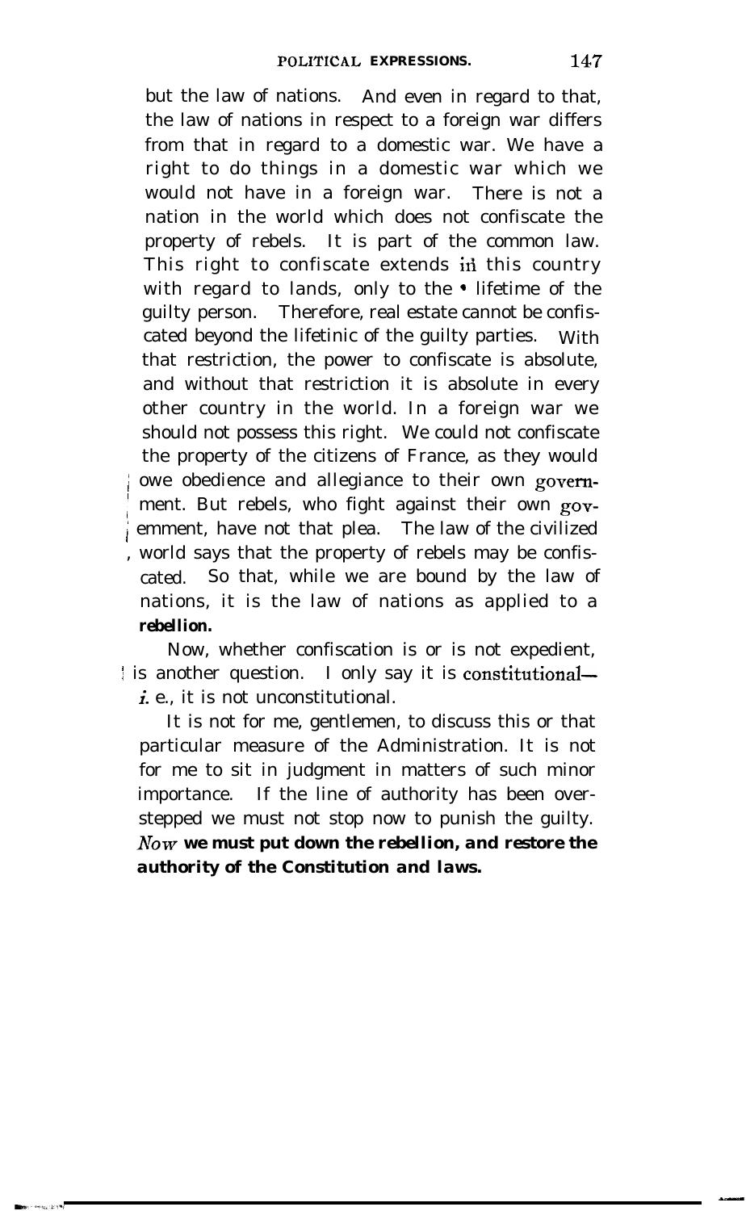but the law of nations. And even in regard to that, the law of nations in respect to a foreign war differs from that in regard to a domestic war. We have a right to do things in a domestic war which we would not have in a foreign war. There is not a nation in the world which does not confiscate the property of rebels. It is part of the common law. This right to confiscate extends in this country with regard to lands, only to the lifetime of the guilty person. Therefore, real estate cannot be confiscated beyond the lifetinic of the guilty parties. With that restriction, the power to confiscate is absolute, and without that restriction it is absolute in every other country in the world. In a foreign war we should not possess this right. We could not confiscate the property of the citizens of France, as they would owe obedience and allegiance to their own government. But rebels, who fight against their own government, have not that plea. The law of the civilized world says that the property of rebels may be confiscated. So that, while we are bound by the law of nations, it is the law of nations as applied to a **rebellion.**

Now, whether confiscation is or is not expedient, is another question. I only say it is constitutional—*i.* e., it is not unconstitutional.

It is not for me, gentlemen, to discuss this or that particular measure of the Administration. It is not for me to sit in judgment in matters of such minor importance. If the line of authority has been overstepped we must not stop now to punish the guilty. ***Now* we must put down the rebellion, and restore the authority of the Constitution and laws.**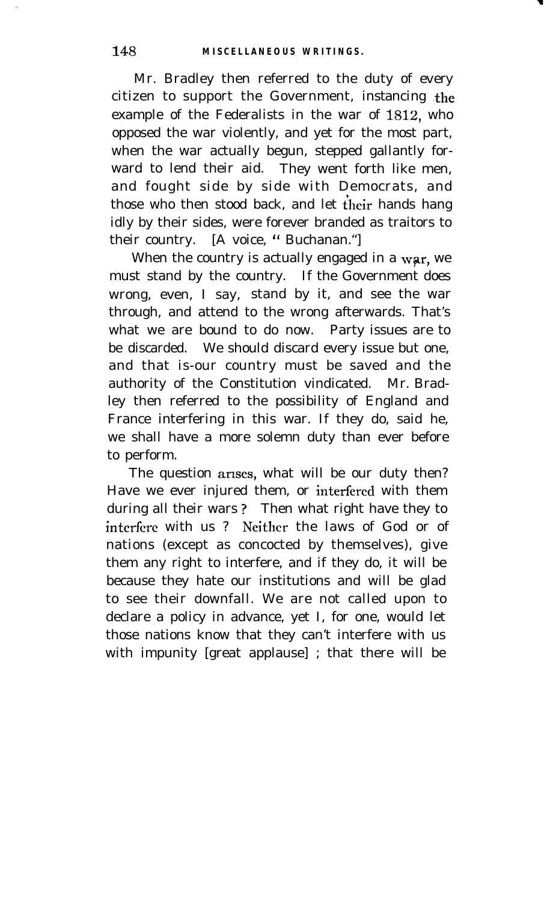Mr. Bradley then referred to the duty of every citizen to support the Government, instancing the example of the Federalists in the war of 1812, who opposed the war violently, and yet for the most part, when the war actually begun, stepped gallantly forward to lend their aid. They went forth like men, and fought side by side with Democrats, and those who then stood back, and let their hands hang idly by their sides, were forever branded as traitors to their country. [A voice, "Buchanan."]

When the country is actually engaged in a war, we must stand by the country. If the Government does wrong, even, I say, stand by it, and see the war through, and attend to the wrong afterwards. That's what we are bound to do now. Party issues are to be discarded. We should discard every issue but one, and that is-our country must be saved and the authority of the Constitution vindicated. Mr. Bradley then referred to the possibility of England and France interfering in this war. If they do, said he, we shall have a more solemn duty than ever before to perform.

The question arises, what will be our duty then? Have we ever injured them, or interfered with them during all their wars? Then what right have they to interfere with us? Neither the laws of God or of nations (except as concocted by themselves), give them any right to interfere, and if they do, it will be because they hate our institutions and will be glad to see their downfall. We are not called upon to declare a policy in advance, yet I, for one, would let those nations know that they can't interfere with us with impunity [great applause] ; that there will be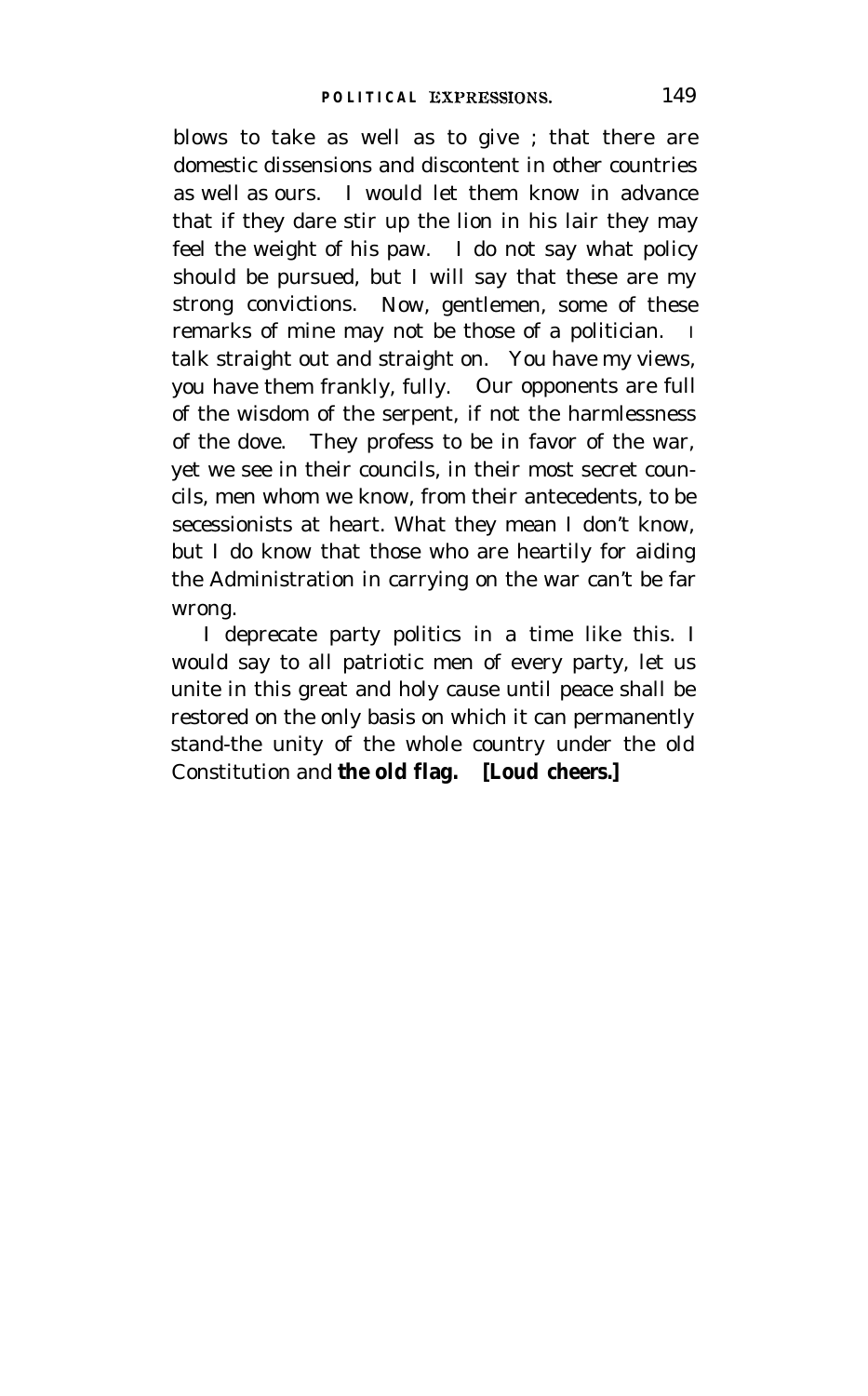blows to take as well as to give ; that there are domestic dissensions and discontent in other countries as well as ours. I would let them know in advance that if they dare stir up the lion in his lair they may feel the weight of his paw. I do not say what policy should be pursued, but I will say that these are my strong convictions. Now, gentlemen, some of these remarks of mine may not be those of a politician. I talk straight out and straight on. You have my views, you have them frankly, fully. Our opponents are full of the wisdom of the serpent, if not the harmlessness of the dove. They profess to be in favor of the war, yet we see in their councils, in their most secret councils, men whom we know, from their antecedents, to be secessionists at heart. What they mean I don't know, but I do know that those who are heartily for aiding the Administration in carrying on the war can't be far wrong.

I deprecate party politics in a time like this. I would say to all patriotic men of every party, let us unite in this great and holy cause until peace shall be restored on the only basis on which it can permanently stand-the unity of the whole country under the old Constitution and **the old flag. [Loud cheers.]**